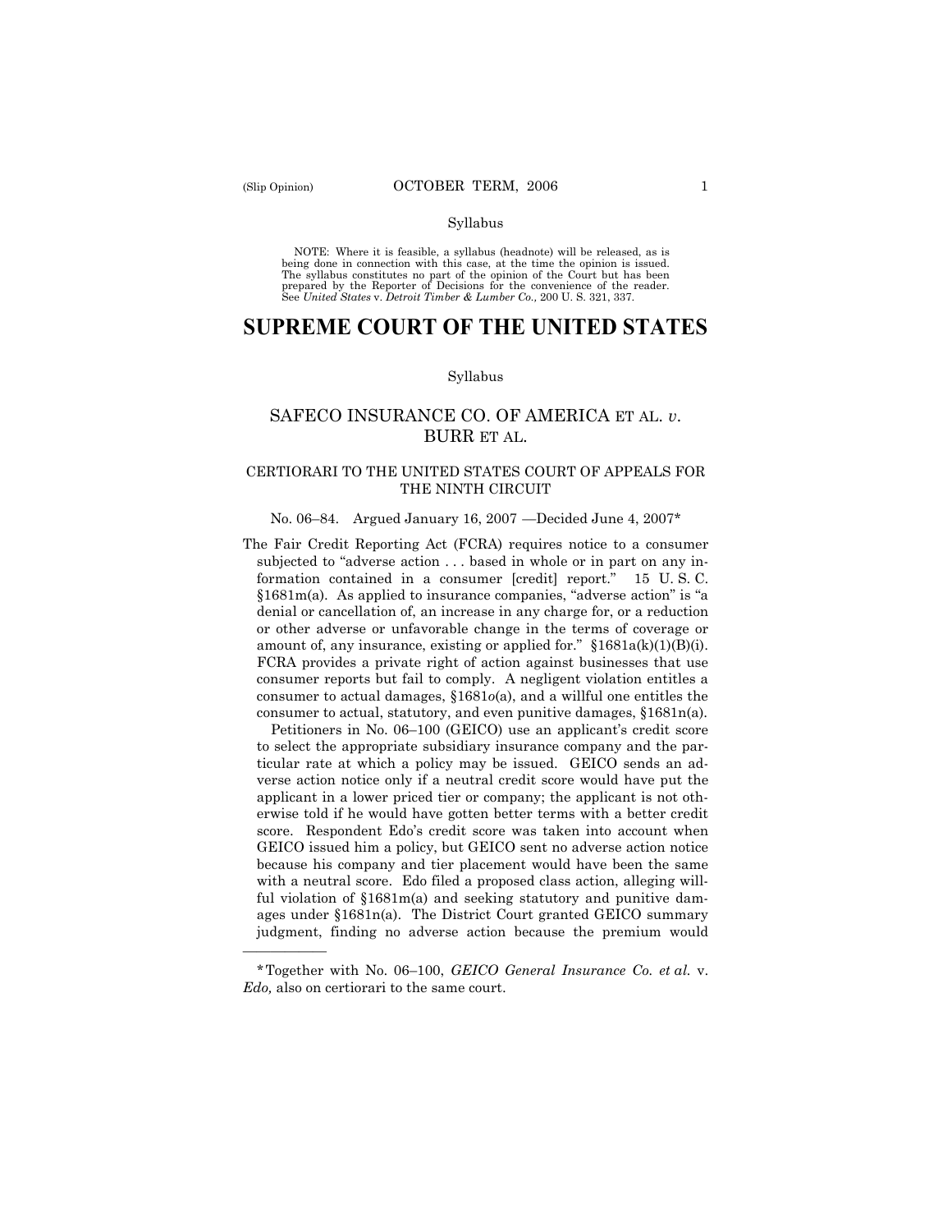Syllabus

NOTE: Where it is feasible, a syllabus (headnote) will be released, as is being done in connection with this case, at the time the opinion is issued. The syllabus constitutes no part of the opinion of the Court but has been prepared by the Reporter of Decisions for the convenience of the reader. See *United States* v. *Detroit Timber & Lumber Co.,* 200 U. S. 321, 337.

# SUPREME COURT OF THE UNITED STATES

Syllabus

## SAFECO INSURANCE CO. OF AMERICA ET AL. *v.* BURR ET AL.

### CERTIORARI TO THE UNITED STATES COURT OF APPEALS FOR THE NINTH CIRCUIT

No. 06–84. Argued January 16, 2007 —Decided June 4, 2007*

The Fair Credit Reporting Act (FCRA) requires notice to a consumer subjected to "adverse action . . . based in whole or in part on any information contained in a consumer [credit] report." 15 U. S. C. §1681m(a). As applied to insurance companies, "adverse action" is "a denial or cancellation of, an increase in any charge for, or a reduction or other adverse or unfavorable change in the terms of coverage or amount of, any insurance, existing or applied for." §1681a(k)(1)(B)(i). FCRA provides a private right of action against businesses that use consumer reports but fail to comply. A negligent violation entitles a consumer to actual damages, §1681*o*(a), and a willful one entitles the consumer to actual, statutory, and even punitive damages, §1681n(a).

Petitioners in No. 06–100 (GEICO) use an applicant's credit score to select the appropriate subsidiary insurance company and the particular rate at which a policy may be issued. GEICO sends an adverse action notice only if a neutral credit score would have put the applicant in a lower priced tier or company; the applicant is not otherwise told if he would have gotten better terms with a better credit score. Respondent Edo's credit score was taken into account when GEICO issued him a policy, but GEICO sent no adverse action notice because his company and tier placement would have been the same with a neutral score. Edo filed a proposed class action, alleging willful violation of §1681m(a) and seeking statutory and punitive damages under §1681n(a). The District Court granted GEICO summary judgment, finding no adverse action because the premium would

---

*Together with No. 06–100, *GEICO General Insurance Co. et al.* v. *Edo,* also on certiorari to the same court.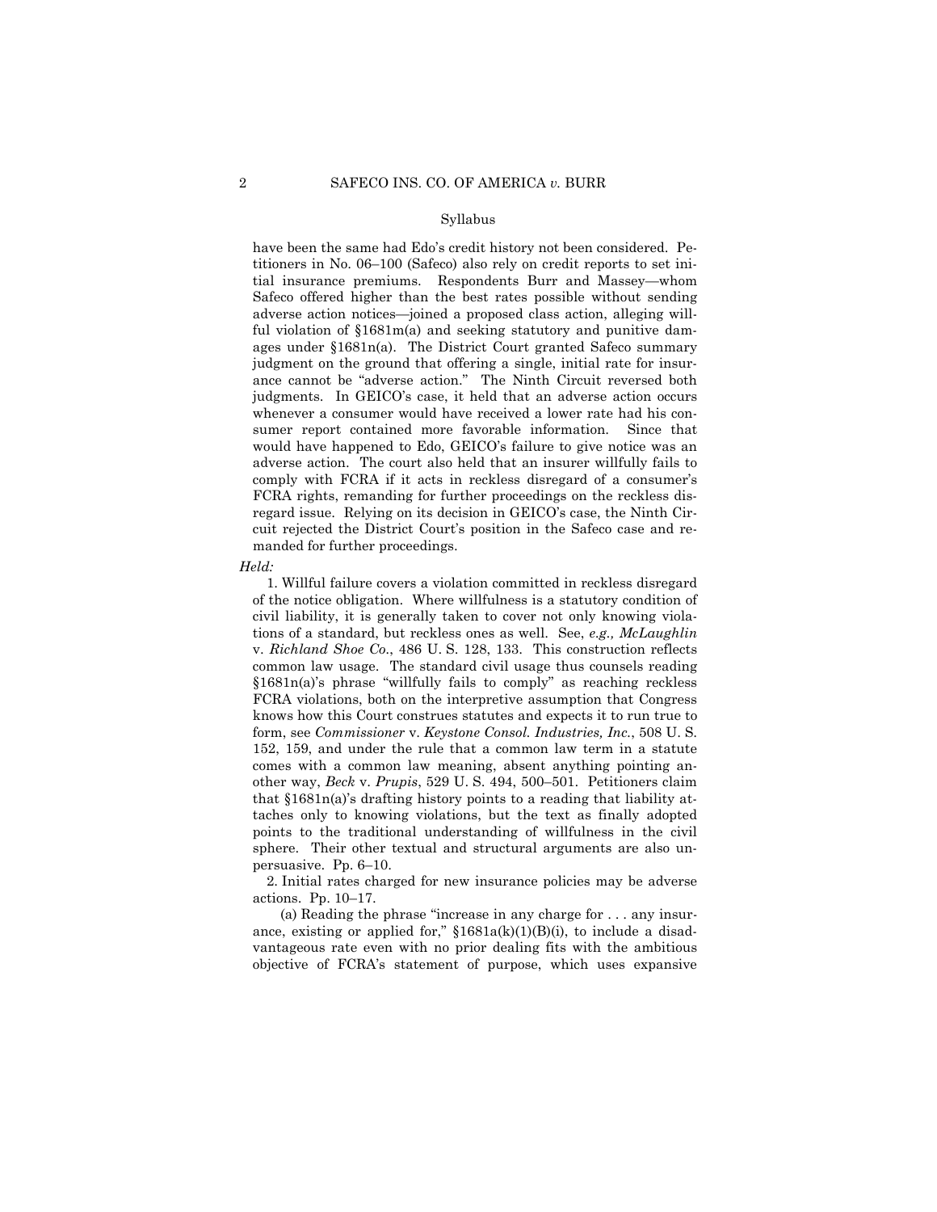have been the same had Edo's credit history not been considered. Petitioners in No. 06–100 (Safeco) also rely on credit reports to set initial insurance premiums. Respondents Burr and Massey—whom Safeco offered higher than the best rates possible without sending adverse action notices—joined a proposed class action, alleging willful violation of §1681m(a) and seeking statutory and punitive damages under §1681n(a). The District Court granted Safeco summary judgment on the ground that offering a single, initial rate for insurance cannot be "adverse action." The Ninth Circuit reversed both judgments. In GEICO's case, it held that an adverse action occurs whenever a consumer would have received a lower rate had his consumer report contained more favorable information. Since that would have happened to Edo, GEICO's failure to give notice was an adverse action. The court also held that an insurer willfully fails to comply with FCRA if it acts in reckless disregard of a consumer's FCRA rights, remanding for further proceedings on the reckless disregard issue. Relying on its decision in GEICO's case, the Ninth Circuit rejected the District Court's position in the Safeco case and remanded for further proceedings.

*Held:*

1. Willful failure covers a violation committed in reckless disregard of the notice obligation. Where willfulness is a statutory condition of civil liability, it is generally taken to cover not only knowing violations of a standard, but reckless ones as well. See, *e.g., McLaughlin* v. *Richland Shoe Co.*, 486 U. S. 128, 133. This construction reflects common law usage. The standard civil usage thus counsels reading §1681n(a)'s phrase "willfully fails to comply" as reaching reckless FCRA violations, both on the interpretive assumption that Congress knows how this Court construes statutes and expects it to run true to form, see *Commissioner* v. *Keystone Consol. Industries, Inc.*, 508 U. S. 152, 159, and under the rule that a common law term in a statute comes with a common law meaning, absent anything pointing another way, *Beck* v. *Prupis*, 529 U. S. 494, 500–501. Petitioners claim that §1681n(a)'s drafting history points to a reading that liability attaches only to knowing violations, but the text as finally adopted points to the traditional understanding of willfulness in the civil sphere. Their other textual and structural arguments are also unpersuasive. Pp. 6–10.

2. Initial rates charged for new insurance policies may be adverse actions. Pp. 10–17.

(a) Reading the phrase "increase in any charge for . . . any insurance, existing or applied for," §1681a(k)(1)(B)(i), to include a disadvantageous rate even with no prior dealing fits with the ambitious objective of FCRA's statement of purpose, which uses expansive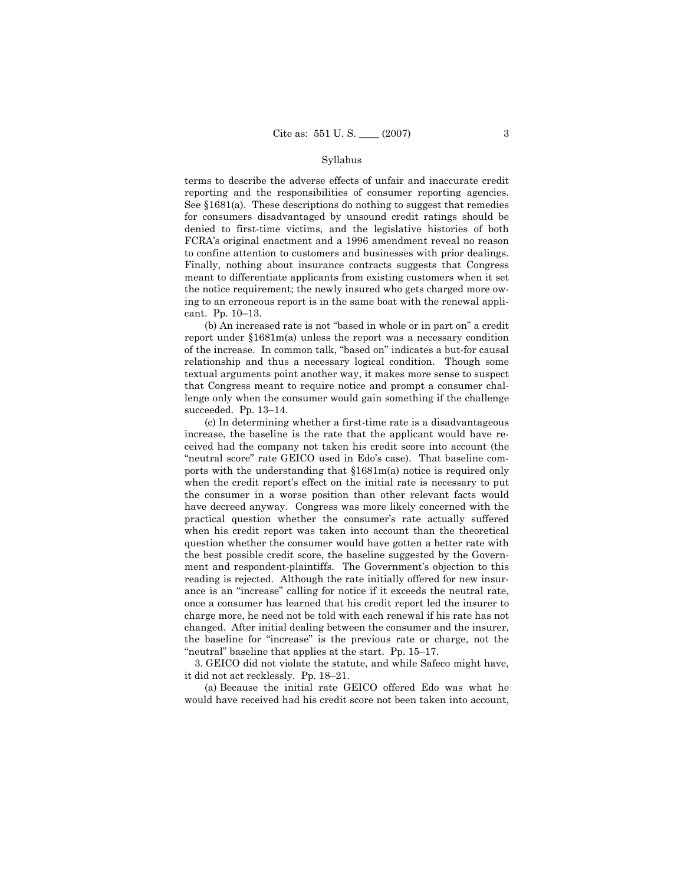terms to describe the adverse effects of unfair and inaccurate credit reporting and the responsibilities of consumer reporting agencies. See §1681(a). These descriptions do nothing to suggest that remedies for consumers disadvantaged by unsound credit ratings should be denied to first-time victims, and the legislative histories of both FCRA's original enactment and a 1996 amendment reveal no reason to confine attention to customers and businesses with prior dealings. Finally, nothing about insurance contracts suggests that Congress meant to differentiate applicants from existing customers when it set the notice requirement; the newly insured who gets charged more owing to an erroneous report is in the same boat with the renewal applicant. Pp. 10–13.

(b) An increased rate is not "based in whole or in part on" a credit report under §1681m(a) unless the report was a necessary condition of the increase. In common talk, "based on" indicates a but-for causal relationship and thus a necessary logical condition. Though some textual arguments point another way, it makes more sense to suspect that Congress meant to require notice and prompt a consumer challenge only when the consumer would gain something if the challenge succeeded. Pp. 13–14.

(c) In determining whether a first-time rate is a disadvantageous increase, the baseline is the rate that the applicant would have received had the company not taken his credit score into account (the "neutral score" rate GEICO used in Edo's case). That baseline comports with the understanding that §1681m(a) notice is required only when the credit report's effect on the initial rate is necessary to put the consumer in a worse position than other relevant facts would have decreed anyway. Congress was more likely concerned with the practical question whether the consumer's rate actually suffered when his credit report was taken into account than the theoretical question whether the consumer would have gotten a better rate with the best possible credit score, the baseline suggested by the Government and respondent-plaintiffs. The Government's objection to this reading is rejected. Although the rate initially offered for new insurance is an "increase" calling for notice if it exceeds the neutral rate, once a consumer has learned that his credit report led the insurer to charge more, he need not be told with each renewal if his rate has not changed. After initial dealing between the consumer and the insurer, the baseline for "increase" is the previous rate or charge, not the "neutral" baseline that applies at the start. Pp. 15–17.

3. GEICO did not violate the statute, and while Safeco might have, it did not act recklessly. Pp. 18–21.

(a) Because the initial rate GEICO offered Edo was what he would have received had his credit score not been taken into account,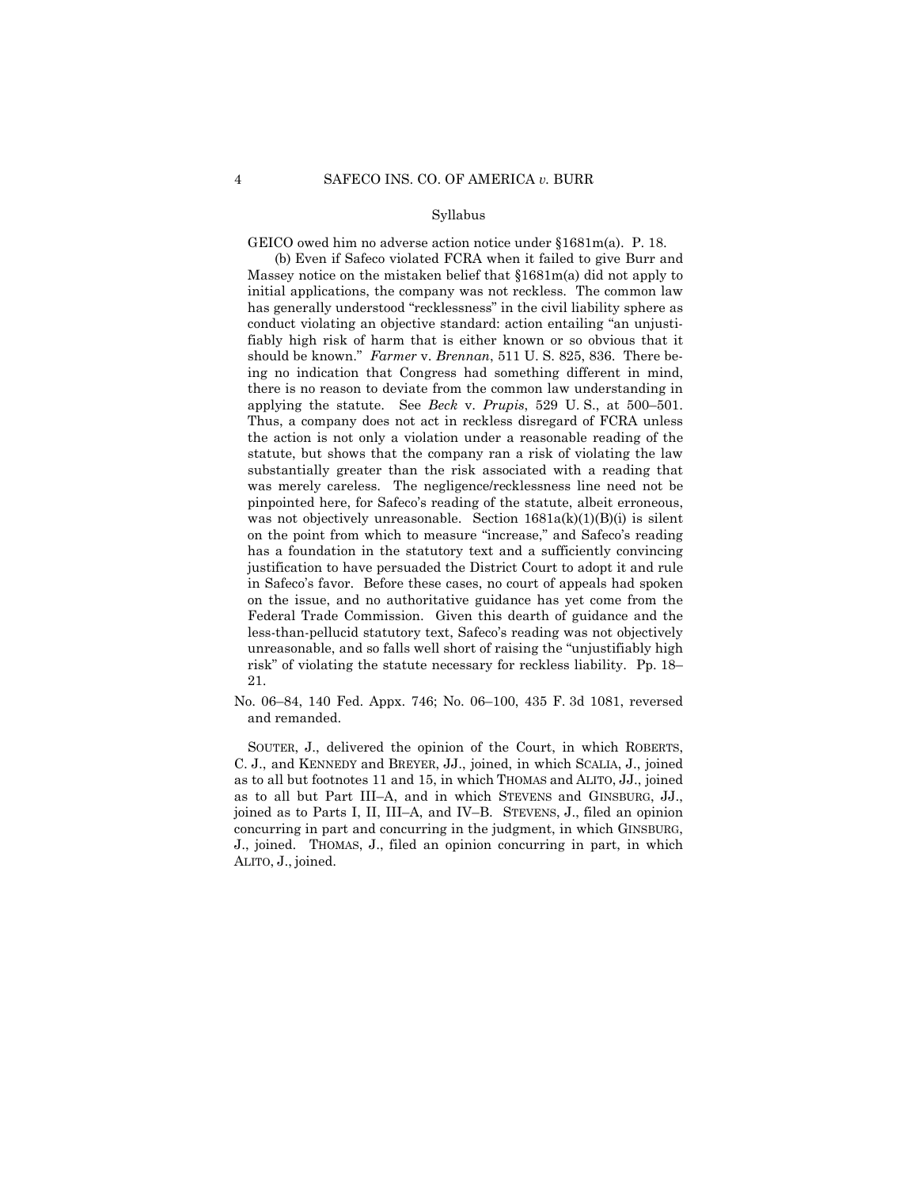Syllabus

GEICO owed him no adverse action notice under §1681m(a). P. 18.

(b) Even if Safeco violated FCRA when it failed to give Burr and Massey notice on the mistaken belief that §1681m(a) did not apply to initial applications, the company was not reckless. The common law has generally understood "recklessness" in the civil liability sphere as conduct violating an objective standard: action entailing "an unjustifiably high risk of harm that is either known or so obvious that it should be known." *Farmer* v. *Brennan*, 511 U. S. 825, 836. There being no indication that Congress had something different in mind, there is no reason to deviate from the common law understanding in applying the statute. See *Beck* v. *Prupis*, 529 U. S., at 500–501. Thus, a company does not act in reckless disregard of FCRA unless the action is not only a violation under a reasonable reading of the statute, but shows that the company ran a risk of violating the law substantially greater than the risk associated with a reading that was merely careless. The negligence/recklessness line need not be pinpointed here, for Safeco's reading of the statute, albeit erroneous, was not objectively unreasonable. Section 1681a(k)(1)(B)(i) is silent on the point from which to measure "increase," and Safeco's reading has a foundation in the statutory text and a sufficiently convincing justification to have persuaded the District Court to adopt it and rule in Safeco's favor. Before these cases, no court of appeals had spoken on the issue, and no authoritative guidance has yet come from the Federal Trade Commission. Given this dearth of guidance and the less-than-pellucid statutory text, Safeco's reading was not objectively unreasonable, and so falls well short of raising the "unjustifiably high risk" of violating the statute necessary for reckless liability. Pp. 18–21.

No. 06–84, 140 Fed. Appx. 746; No. 06–100, 435 F. 3d 1081, reversed and remanded.

SOUTER, J., delivered the opinion of the Court, in which ROBERTS, C. J., and KENNEDY and BREYER, JJ., joined, in which SCALIA, J., joined as to all but footnotes 11 and 15, in which THOMAS and ALITO, JJ., joined as to all but Part III–A, and in which STEVENS and GINSBURG, JJ., joined as to Parts I, II, III–A, and IV–B. STEVENS, J., filed an opinion concurring in part and concurring in the judgment, in which GINSBURG, J., joined. THOMAS, J., filed an opinion concurring in part, in which ALITO, J., joined.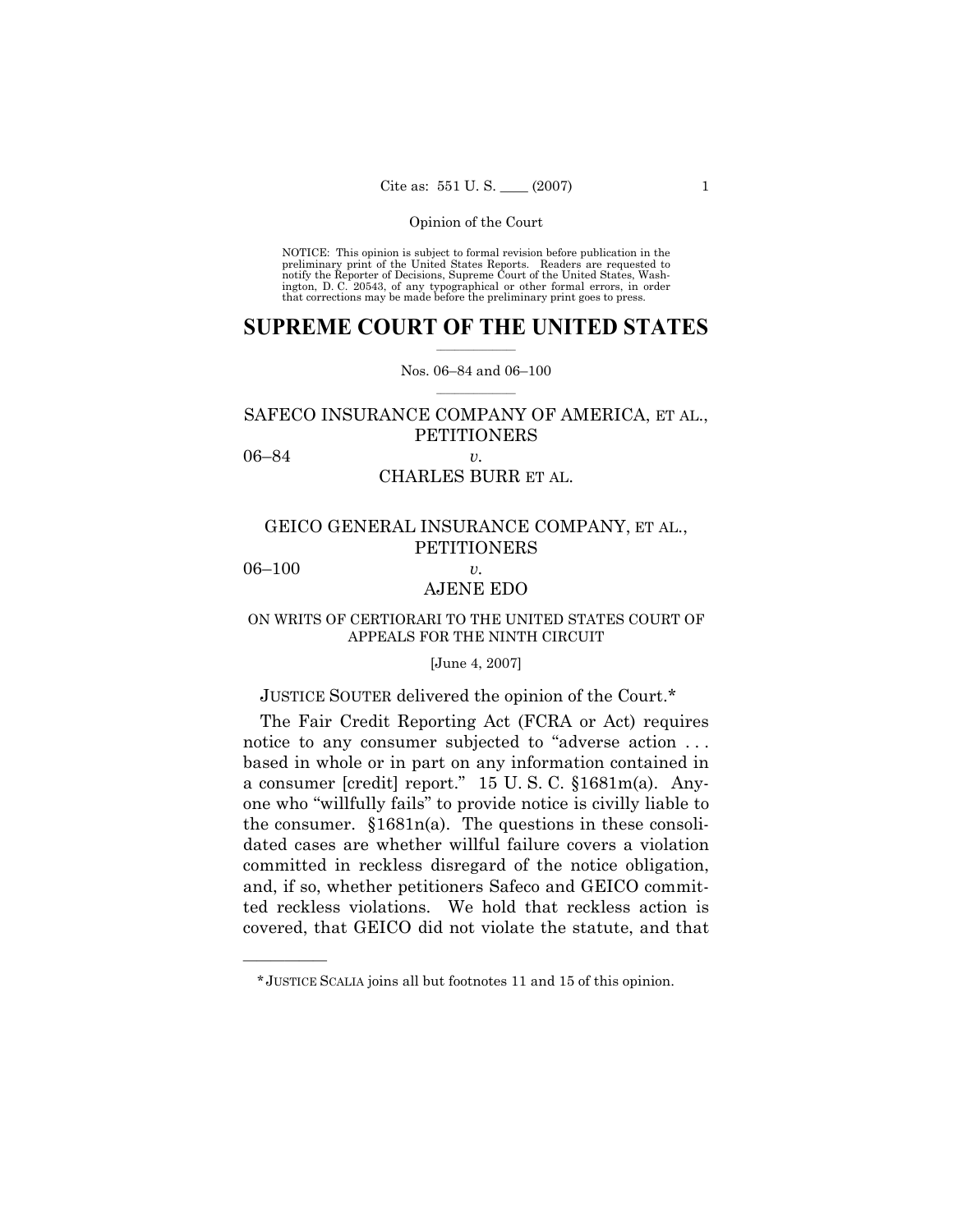NOTICE: This opinion is subject to formal revision before publication in the preliminary print of the United States Reports. Readers are requested to notify the Reporter of Decisions, Supreme Court of the United States, Washington, D. C. 20543, of any typographical or other formal errors, in order that corrections may be made before the preliminary print goes to press.

# SUPREME COURT OF THE UNITED STATES

Nos. 06–84 and 06–100

SAFECO INSURANCE COMPANY OF AMERICA, ET AL., PETITIONERS

06–84 *v.*

CHARLES BURR ET AL.

GEICO GENERAL INSURANCE COMPANY, ET AL., PETITIONERS

06–100 *v.*

AJENE EDO

ON WRITS OF CERTIORARI TO THE UNITED STATES COURT OF APPEALS FOR THE NINTH CIRCUIT

[June 4, 2007]

JUSTICE SOUTER delivered the opinion of the Court.*

The Fair Credit Reporting Act (FCRA or Act) requires notice to any consumer subjected to "adverse action . . . based in whole or in part on any information contained in a consumer [credit] report." 15 U. S. C. §1681m(a). Anyone who "willfully fails" to provide notice is civilly liable to the consumer. §1681n(a). The questions in these consolidated cases are whether willful failure covers a violation committed in reckless disregard of the notice obligation, and, if so, whether petitioners Safeco and GEICO committed reckless violations. We hold that reckless action is covered, that GEICO did not violate the statute, and that

---

* JUSTICE SCALIA joins all but footnotes 11 and 15 of this opinion.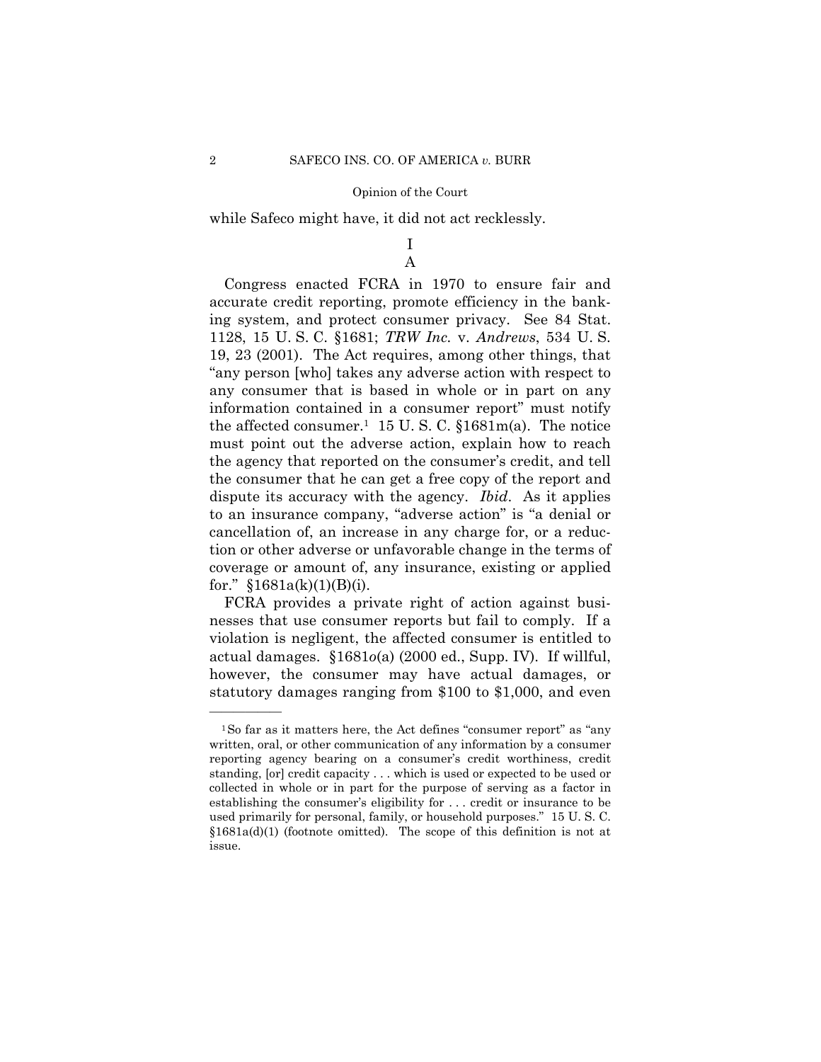while Safeco might have, it did not act recklessly.

# I

## A

Congress enacted FCRA in 1970 to ensure fair and accurate credit reporting, promote efficiency in the banking system, and protect consumer privacy. See 84 Stat. 1128, 15 U. S. C. §1681; *TRW Inc.* v. *Andrews*, 534 U. S. 19, 23 (2001). The Act requires, among other things, that "any person [who] takes any adverse action with respect to any consumer that is based in whole or in part on any information contained in a consumer report" must notify the affected consumer.[1] 15 U. S. C. §1681m(a). The notice must point out the adverse action, explain how to reach the agency that reported on the consumer's credit, and tell the consumer that he can get a free copy of the report and dispute its accuracy with the agency. *Ibid.* As it applies to an insurance company, "adverse action" is "a denial or cancellation of, an increase in any charge for, or a reduction or other adverse or unfavorable change in the terms of coverage or amount of, any insurance, existing or applied for." §1681a(k)(1)(B)(i).

FCRA provides a private right of action against businesses that use consumer reports but fail to comply. If a violation is negligent, the affected consumer is entitled to actual damages. §1681*o*(a) (2000 ed., Supp. IV). If willful, however, the consumer may have actual damages, or statutory damages ranging from $100 to $1,000, and even

---

[1] So far as it matters here, the Act defines "consumer report" as "any written, oral, or other communication of any information by a consumer reporting agency bearing on a consumer's credit worthiness, credit standing, [or] credit capacity . . . which is used or expected to be used or collected in whole or in part for the purpose of serving as a factor in establishing the consumer's eligibility for . . . credit or insurance to be used primarily for personal, family, or household purposes." 15 U. S. C. §1681a(d)(1) (footnote omitted). The scope of this definition is not at issue.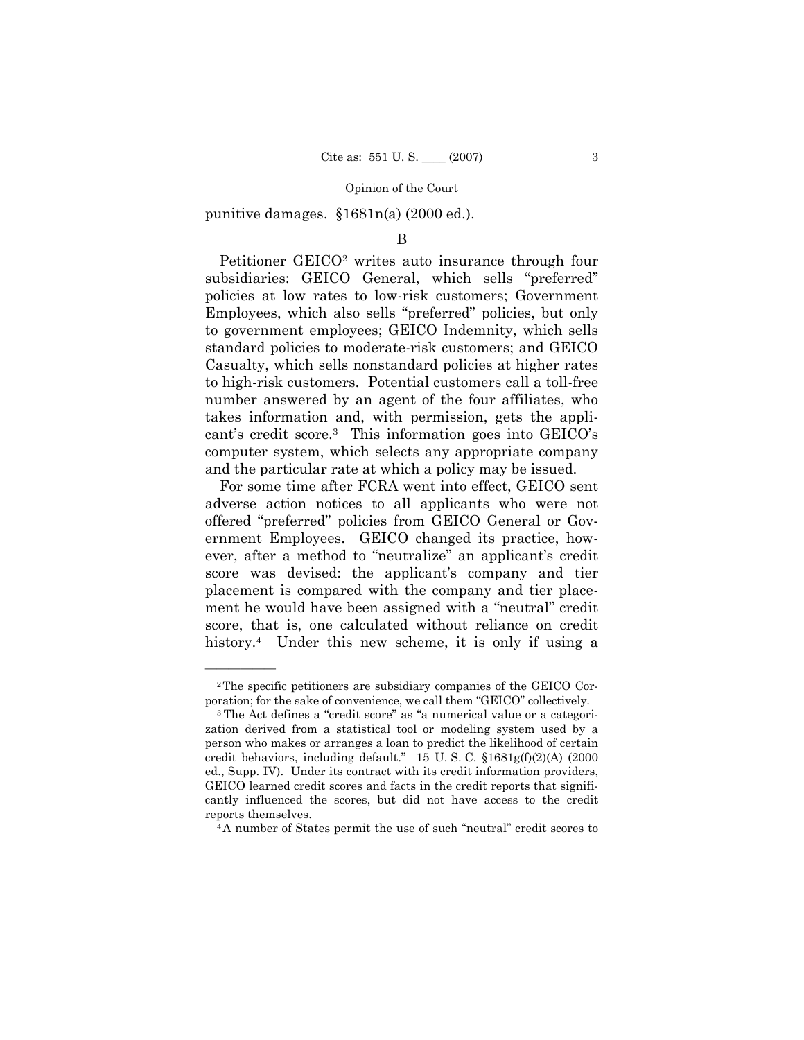punitive damages. §1681n(a) (2000 ed.).

B

Petitioner GEICO[2] writes auto insurance through four subsidiaries: GEICO General, which sells "preferred" policies at low rates to low-risk customers; Government Employees, which also sells "preferred" policies, but only to government employees; GEICO Indemnity, which sells standard policies to moderate-risk customers; and GEICO Casualty, which sells nonstandard policies at higher rates to high-risk customers. Potential customers call a toll-free number answered by an agent of the four affiliates, who takes information and, with permission, gets the applicant's credit score.[3] This information goes into GEICO's computer system, which selects any appropriate company and the particular rate at which a policy may be issued.

For some time after FCRA went into effect, GEICO sent adverse action notices to all applicants who were not offered "preferred" policies from GEICO General or Government Employees. GEICO changed its practice, however, after a method to "neutralize" an applicant's credit score was devised: the applicant's company and tier placement is compared with the company and tier placement he would have been assigned with a "neutral" credit score, that is, one calculated without reliance on credit history.[4] Under this new scheme, it is only if using a

---

[2] The specific petitioners are subsidiary companies of the GEICO Corporation; for the sake of convenience, we call them "GEICO" collectively.

[3] The Act defines a "credit score" as "a numerical value or a categorization derived from a statistical tool or modeling system used by a person who makes or arranges a loan to predict the likelihood of certain credit behaviors, including default." 15 U. S. C. §1681g(f)(2)(A) (2000 ed., Supp. IV). Under its contract with its credit information providers, GEICO learned credit scores and facts in the credit reports that significantly influenced the scores, but did not have access to the credit reports themselves.

[4] A number of States permit the use of such "neutral" credit scores to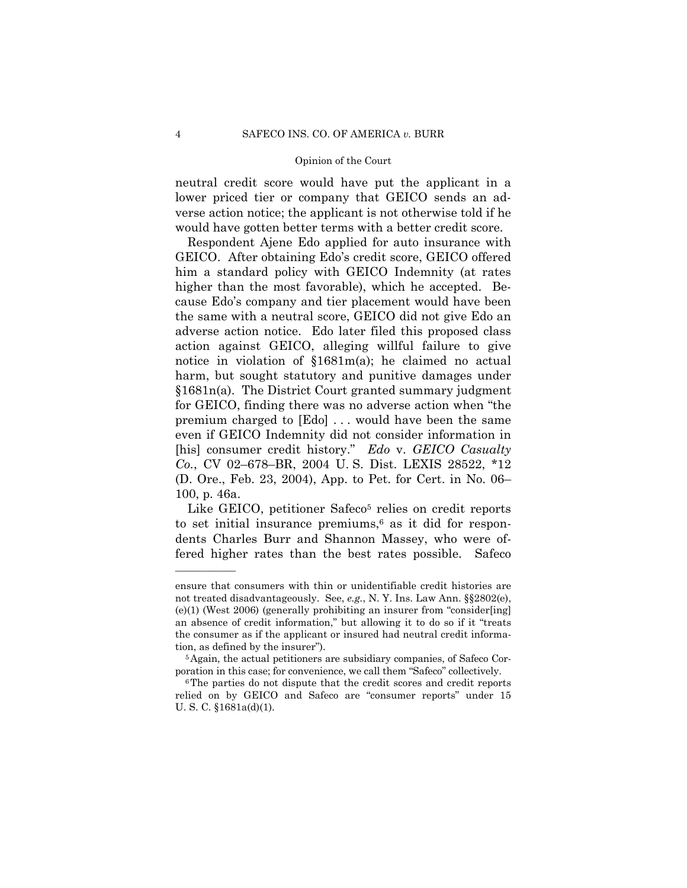neutral credit score would have put the applicant in a lower priced tier or company that GEICO sends an adverse action notice; the applicant is not otherwise told if he would have gotten better terms with a better credit score.

Respondent Ajene Edo applied for auto insurance with GEICO. After obtaining Edo's credit score, GEICO offered him a standard policy with GEICO Indemnity (at rates higher than the most favorable), which he accepted. Because Edo's company and tier placement would have been the same with a neutral score, GEICO did not give Edo an adverse action notice. Edo later filed this proposed class action against GEICO, alleging willful failure to give notice in violation of §1681m(a); he claimed no actual harm, but sought statutory and punitive damages under §1681n(a). The District Court granted summary judgment for GEICO, finding there was no adverse action when "the premium charged to [Edo] . . . would have been the same even if GEICO Indemnity did not consider information in [his] consumer credit history." *Edo* v. *GEICO Casualty Co.*, CV 02–678–BR, 2004 U. S. Dist. LEXIS 28522, *12 (D. Ore., Feb. 23, 2004), App. to Pet. for Cert. in No. 06–100, p. 46a.

Like GEICO, petitioner Safeco[5] relies on credit reports to set initial insurance premiums,[6] as it did for respondents Charles Burr and Shannon Massey, who were offered higher rates than the best rates possible. Safeco

---

ensure that consumers with thin or unidentifiable credit histories are not treated disadvantageously. See, *e.g.*, N. Y. Ins. Law Ann. §§2802(e), (e)(1) (West 2006) (generally prohibiting an insurer from "consider[ing] an absence of credit information," but allowing it to do so if it "treats the consumer as if the applicant or insured had neutral credit information, as defined by the insurer").

[5] Again, the actual petitioners are subsidiary companies, of Safeco Corporation in this case; for convenience, we call them "Safeco" collectively.

[6] The parties do not dispute that the credit scores and credit reports relied on by GEICO and Safeco are "consumer reports" under 15 U. S. C. §1681a(d)(1).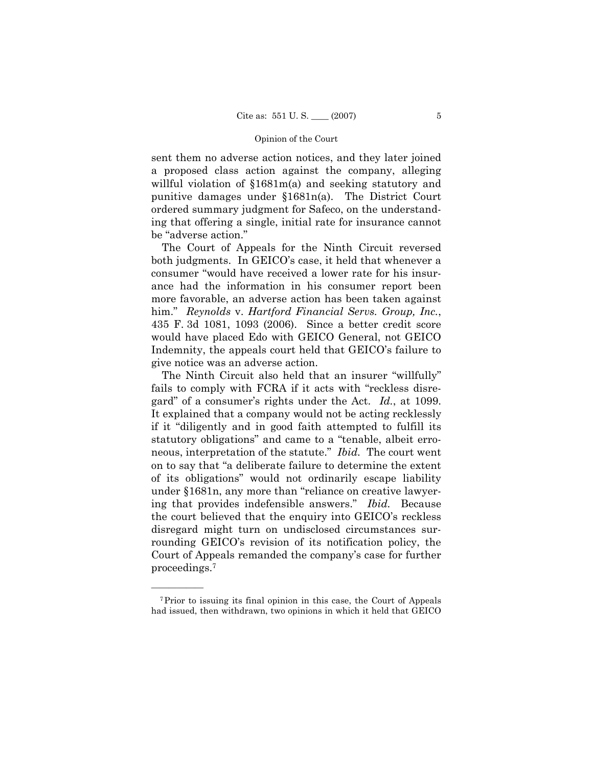sent them no adverse action notices, and they later joined a proposed class action against the company, alleging willful violation of §1681m(a) and seeking statutory and punitive damages under §1681n(a). The District Court ordered summary judgment for Safeco, on the understanding that offering a single, initial rate for insurance cannot be "adverse action."

The Court of Appeals for the Ninth Circuit reversed both judgments. In GEICO's case, it held that whenever a consumer "would have received a lower rate for his insurance had the information in his consumer report been more favorable, an adverse action has been taken against him." *Reynolds* v. *Hartford Financial Servs. Group, Inc.*, 435 F. 3d 1081, 1093 (2006). Since a better credit score would have placed Edo with GEICO General, not GEICO Indemnity, the appeals court held that GEICO's failure to give notice was an adverse action.

The Ninth Circuit also held that an insurer "willfully" fails to comply with FCRA if it acts with "reckless disregard" of a consumer's rights under the Act. *Id.*, at 1099. It explained that a company would not be acting recklessly if it "diligently and in good faith attempted to fulfill its statutory obligations" and came to a "tenable, albeit erroneous, interpretation of the statute." *Ibid.* The court went on to say that "a deliberate failure to determine the extent of its obligations" would not ordinarily escape liability under §1681n, any more than "reliance on creative lawyering that provides indefensible answers." *Ibid.* Because the court believed that the enquiry into GEICO's reckless disregard might turn on undisclosed circumstances surrounding GEICO's revision of its notification policy, the Court of Appeals remanded the company's case for further proceedings.[7]

---

[7] Prior to issuing its final opinion in this case, the Court of Appeals had issued, then withdrawn, two opinions in which it held that GEICO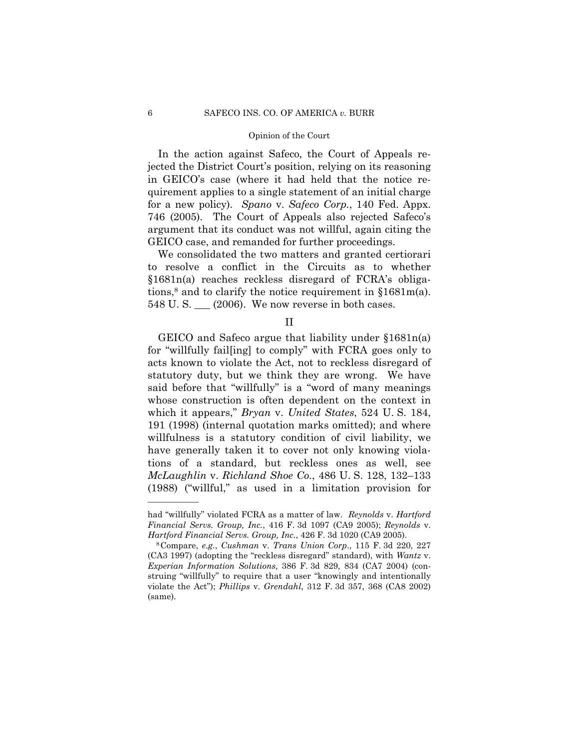In the action against Safeco, the Court of Appeals rejected the District Court's position, relying on its reasoning in GEICO's case (where it had held that the notice requirement applies to a single statement of an initial charge for a new policy). *Spano* v. *Safeco Corp.*, 140 Fed. Appx. 746 (2005). The Court of Appeals also rejected Safeco's argument that its conduct was not willful, again citing the GEICO case, and remanded for further proceedings.

We consolidated the two matters and granted certiorari to resolve a conflict in the Circuits as to whether §1681n(a) reaches reckless disregard of FCRA's obligations,[8] and to clarify the notice requirement in §1681m(a). 548 U. S. ___ (2006). We now reverse in both cases.

## II

GEICO and Safeco argue that liability under §1681n(a) for "willfully fail[ing] to comply" with FCRA goes only to acts known to violate the Act, not to reckless disregard of statutory duty, but we think they are wrong. We have said before that "willfully" is a "word of many meanings whose construction is often dependent on the context in which it appears," *Bryan* v. *United States*, 524 U. S. 184, 191 (1998) (internal quotation marks omitted); and where willfulness is a statutory condition of civil liability, we have generally taken it to cover not only knowing violations of a standard, but reckless ones as well, see *McLaughlin* v. *Richland Shoe Co.*, 486 U. S. 128, 132–133 (1988) ("willful," as used in a limitation provision for

---

had "willfully" violated FCRA as a matter of law. *Reynolds* v. *Hartford Financial Servs. Group, Inc.*, 416 F. 3d 1097 (CA9 2005); *Reynolds* v. *Hartford Financial Servs. Group, Inc.*, 426 F. 3d 1020 (CA9 2005).

[8] Compare, *e.g.*, *Cushman* v. *Trans Union Corp.*, 115 F. 3d 220, 227 (CA3 1997) (adopting the "reckless disregard" standard), with *Wantz* v. *Experian Information Solutions*, 386 F. 3d 829, 834 (CA7 2004) (construing "willfully" to require that a user "knowingly and intentionally violate the Act"); *Phillips* v. *Grendahl*, 312 F. 3d 357, 368 (CA8 2002) (same).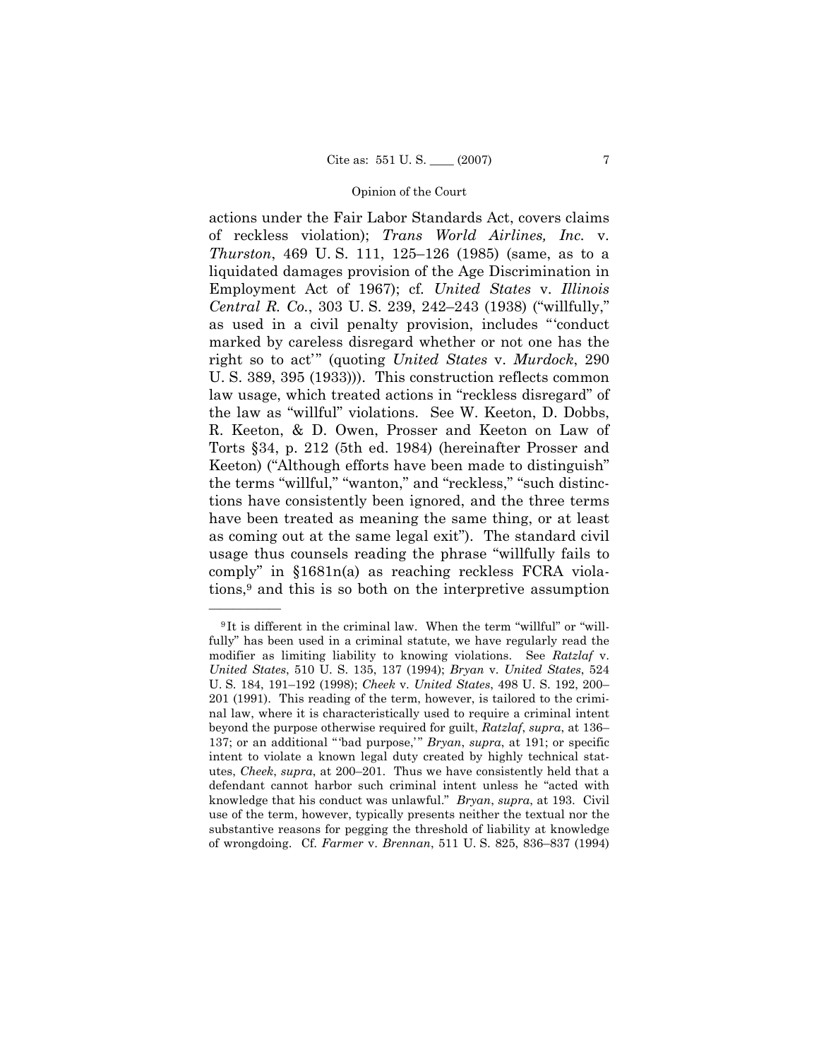actions under the Fair Labor Standards Act, covers claims of reckless violation); *Trans World Airlines, Inc.* v. *Thurston*, 469 U. S. 111, 125–126 (1985) (same, as to a liquidated damages provision of the Age Discrimination in Employment Act of 1967); cf. *United States* v. *Illinois Central R. Co.*, 303 U. S. 239, 242–243 (1938) ("willfully," as used in a civil penalty provision, includes "'conduct marked by careless disregard whether or not one has the right so to act'" (quoting *United States* v. *Murdock*, 290 U. S. 389, 395 (1933))). This construction reflects common law usage, which treated actions in "reckless disregard" of the law as "willful" violations. See W. Keeton, D. Dobbs, R. Keeton, & D. Owen, Prosser and Keeton on Law of Torts §34, p. 212 (5th ed. 1984) (hereinafter Prosser and Keeton) ("Although efforts have been made to distinguish" the terms "willful," "wanton," and "reckless," "such distinctions have consistently been ignored, and the three terms have been treated as meaning the same thing, or at least as coming out at the same legal exit"). The standard civil usage thus counsels reading the phrase "willfully fails to comply" in §1681n(a) as reaching reckless FCRA violations,[9] and this is so both on the interpretive assumption

---

[9] It is different in the criminal law. When the term "willful" or "willfully" has been used in a criminal statute, we have regularly read the modifier as limiting liability to knowing violations. See *Ratzlaf* v. *United States*, 510 U. S. 135, 137 (1994); *Bryan* v. *United States*, 524 U. S. 184, 191–192 (1998); *Cheek* v. *United States*, 498 U. S. 192, 200–201 (1991). This reading of the term, however, is tailored to the criminal law, where it is characteristically used to require a criminal intent beyond the purpose otherwise required for guilt, *Ratzlaf*, *supra*, at 136–137; or an additional "'bad purpose,'" *Bryan*, *supra*, at 191; or specific intent to violate a known legal duty created by highly technical statutes, *Cheek*, *supra*, at 200–201. Thus we have consistently held that a defendant cannot harbor such criminal intent unless he "acted with knowledge that his conduct was unlawful." *Bryan*, *supra*, at 193. Civil use of the term, however, typically presents neither the textual nor the substantive reasons for pegging the threshold of liability at knowledge of wrongdoing. Cf. *Farmer* v. *Brennan*, 511 U. S. 825, 836–837 (1994)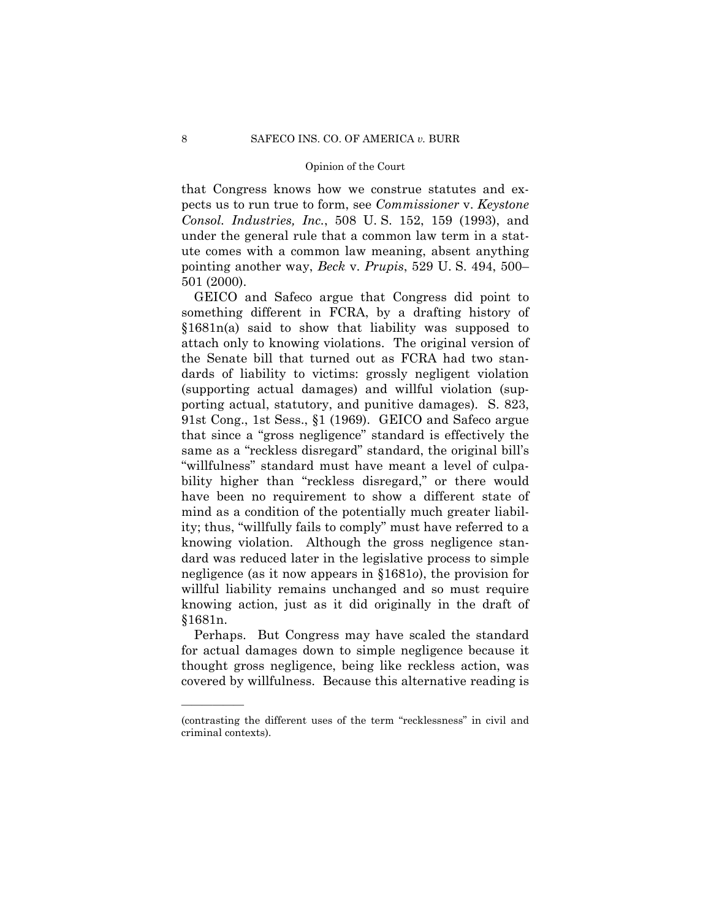that Congress knows how we construe statutes and expects us to run true to form, see *Commissioner* v. *Keystone Consol. Industries, Inc.*, 508 U. S. 152, 159 (1993), and under the general rule that a common law term in a statute comes with a common law meaning, absent anything pointing another way, *Beck* v. *Prupis*, 529 U. S. 494, 500–501 (2000).

GEICO and Safeco argue that Congress did point to something different in FCRA, by a drafting history of §1681n(a) said to show that liability was supposed to attach only to knowing violations. The original version of the Senate bill that turned out as FCRA had two standards of liability to victims: grossly negligent violation (supporting actual damages) and willful violation (supporting actual, statutory, and punitive damages). S. 823, 91st Cong., 1st Sess., §1 (1969). GEICO and Safeco argue that since a "gross negligence" standard is effectively the same as a "reckless disregard" standard, the original bill's "willfulness" standard must have meant a level of culpability higher than "reckless disregard," or there would have been no requirement to show a different state of mind as a condition of the potentially much greater liability; thus, "willfully fails to comply" must have referred to a knowing violation. Although the gross negligence standard was reduced later in the legislative process to simple negligence (as it now appears in §1681*o*), the provision for willful liability remains unchanged and so must require knowing action, just as it did originally in the draft of §1681n.

Perhaps. But Congress may have scaled the standard for actual damages down to simple negligence because it thought gross negligence, being like reckless action, was covered by willfulness. Because this alternative reading is

---

(contrasting the different uses of the term "recklessness" in civil and criminal contexts).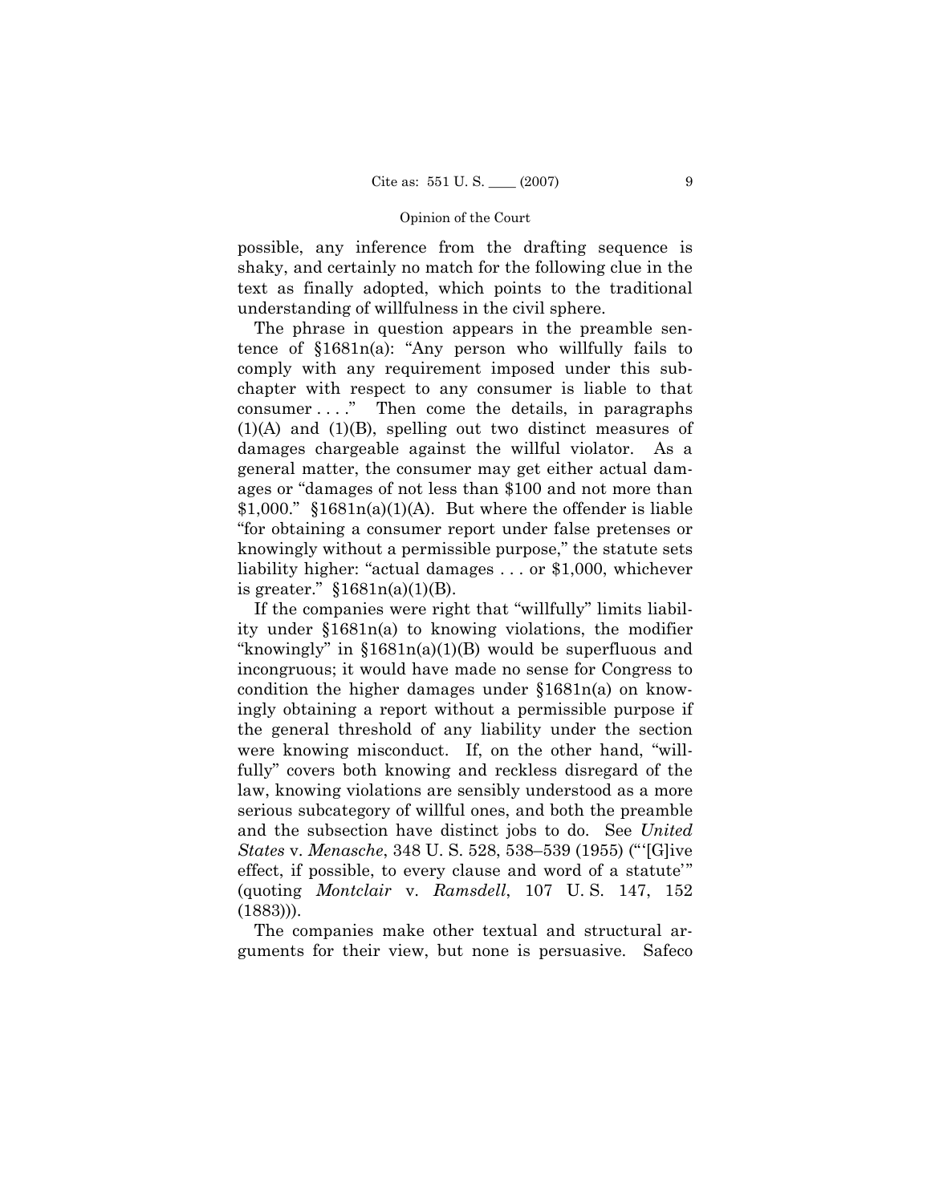possible, any inference from the drafting sequence is shaky, and certainly no match for the following clue in the text as finally adopted, which points to the traditional understanding of willfulness in the civil sphere.

The phrase in question appears in the preamble sentence of §1681n(a): "Any person who willfully fails to comply with any requirement imposed under this subchapter with respect to any consumer is liable to that consumer . . . ." Then come the details, in paragraphs (1)(A) and (1)(B), spelling out two distinct measures of damages chargeable against the willful violator. As a general matter, the consumer may get either actual damages or "damages of not less than $100 and not more than $1,000." §1681n(a)(1)(A). But where the offender is liable "for obtaining a consumer report under false pretenses or knowingly without a permissible purpose," the statute sets liability higher: "actual damages . . . or $1,000, whichever is greater." §1681n(a)(1)(B).

If the companies were right that "willfully" limits liability under §1681n(a) to knowing violations, the modifier "knowingly" in §1681n(a)(1)(B) would be superfluous and incongruous; it would have made no sense for Congress to condition the higher damages under §1681n(a) on knowingly obtaining a report without a permissible purpose if the general threshold of any liability under the section were knowing misconduct. If, on the other hand, "willfully" covers both knowing and reckless disregard of the law, knowing violations are sensibly understood as a more serious subcategory of willful ones, and both the preamble and the subsection have distinct jobs to do. See *United States* v. *Menasche*, 348 U. S. 528, 538–539 (1955) ("'[G]ive effect, if possible, to every clause and word of a statute'" (quoting *Montclair* v. *Ramsdell*, 107 U. S. 147, 152 (1883))).

The companies make other textual and structural arguments for their view, but none is persuasive. Safeco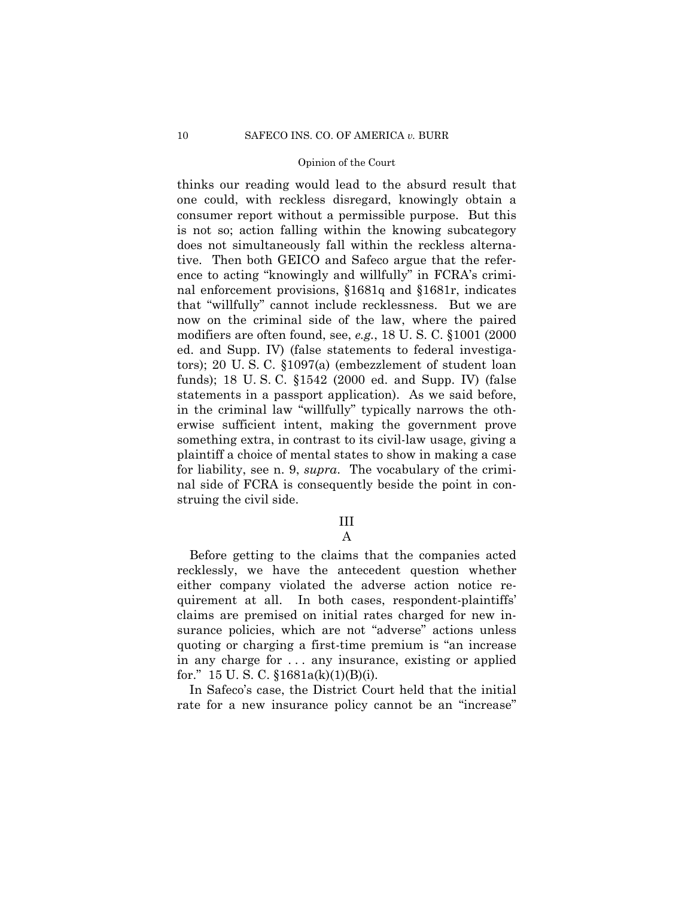thinks our reading would lead to the absurd result that one could, with reckless disregard, knowingly obtain a consumer report without a permissible purpose. But this is not so; action falling within the knowing subcategory does not simultaneously fall within the reckless alternative. Then both GEICO and Safeco argue that the reference to acting "knowingly and willfully" in FCRA's criminal enforcement provisions, §1681q and §1681r, indicates that "willfully" cannot include recklessness. But we are now on the criminal side of the law, where the paired modifiers are often found, see, *e.g.*, 18 U. S. C. §1001 (2000 ed. and Supp. IV) (false statements to federal investigators); 20 U. S. C. §1097(a) (embezzlement of student loan funds); 18 U. S. C. §1542 (2000 ed. and Supp. IV) (false statements in a passport application). As we said before, in the criminal law "willfully" typically narrows the otherwise sufficient intent, making the government prove something extra, in contrast to its civil-law usage, giving a plaintiff a choice of mental states to show in making a case for liability, see n. 9, *supra*. The vocabulary of the criminal side of FCRA is consequently beside the point in construing the civil side.

## III

### A

Before getting to the claims that the companies acted recklessly, we have the antecedent question whether either company violated the adverse action notice requirement at all. In both cases, respondent-plaintiffs' claims are premised on initial rates charged for new insurance policies, which are not "adverse" actions unless quoting or charging a first-time premium is "an increase in any charge for . . . any insurance, existing or applied for." 15 U. S. C. §1681a(k)(1)(B)(i).

In Safeco's case, the District Court held that the initial rate for a new insurance policy cannot be an "increase"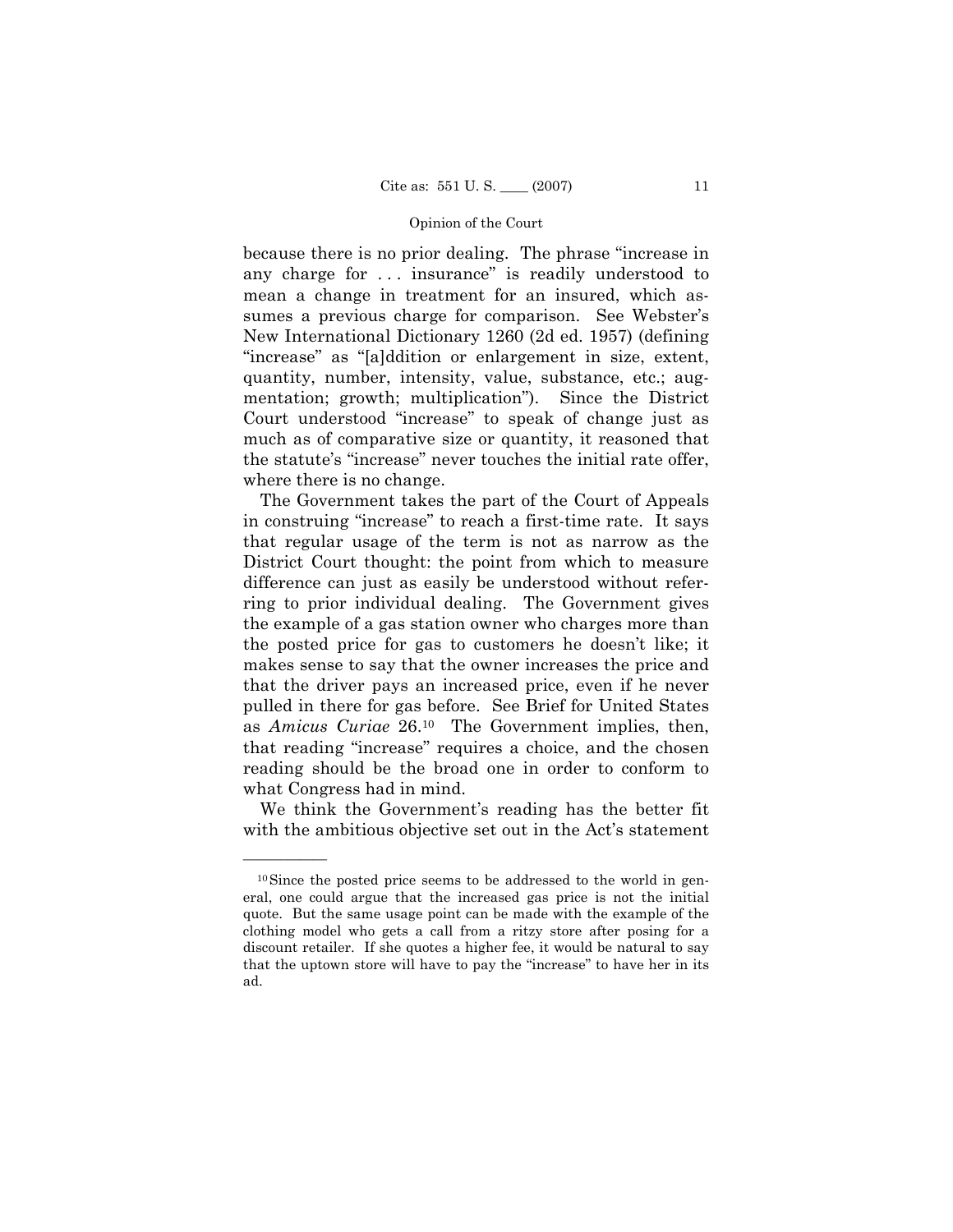because there is no prior dealing. The phrase "increase in any charge for . . . insurance" is readily understood to mean a change in treatment for an insured, which assumes a previous charge for comparison. See Webster's New International Dictionary 1260 (2d ed. 1957) (defining "increase" as "[a]ddition or enlargement in size, extent, quantity, number, intensity, value, substance, etc.; augmentation; growth; multiplication"). Since the District Court understood "increase" to speak of change just as much as of comparative size or quantity, it reasoned that the statute's "increase" never touches the initial rate offer, where there is no change.

The Government takes the part of the Court of Appeals in construing "increase" to reach a first-time rate. It says that regular usage of the term is not as narrow as the District Court thought: the point from which to measure difference can just as easily be understood without referring to prior individual dealing. The Government gives the example of a gas station owner who charges more than the posted price for gas to customers he doesn't like; it makes sense to say that the owner increases the price and that the driver pays an increased price, even if he never pulled in there for gas before. See Brief for United States as *Amicus Curiae* 26.[10] The Government implies, then, that reading "increase" requires a choice, and the chosen reading should be the broad one in order to conform to what Congress had in mind.

We think the Government's reading has the better fit with the ambitious objective set out in the Act's statement

---

[10] Since the posted price seems to be addressed to the world in general, one could argue that the increased gas price is not the initial quote. But the same usage point can be made with the example of the clothing model who gets a call from a ritzy store after posing for a discount retailer. If she quotes a higher fee, it would be natural to say that the uptown store will have to pay the "increase" to have her in its ad.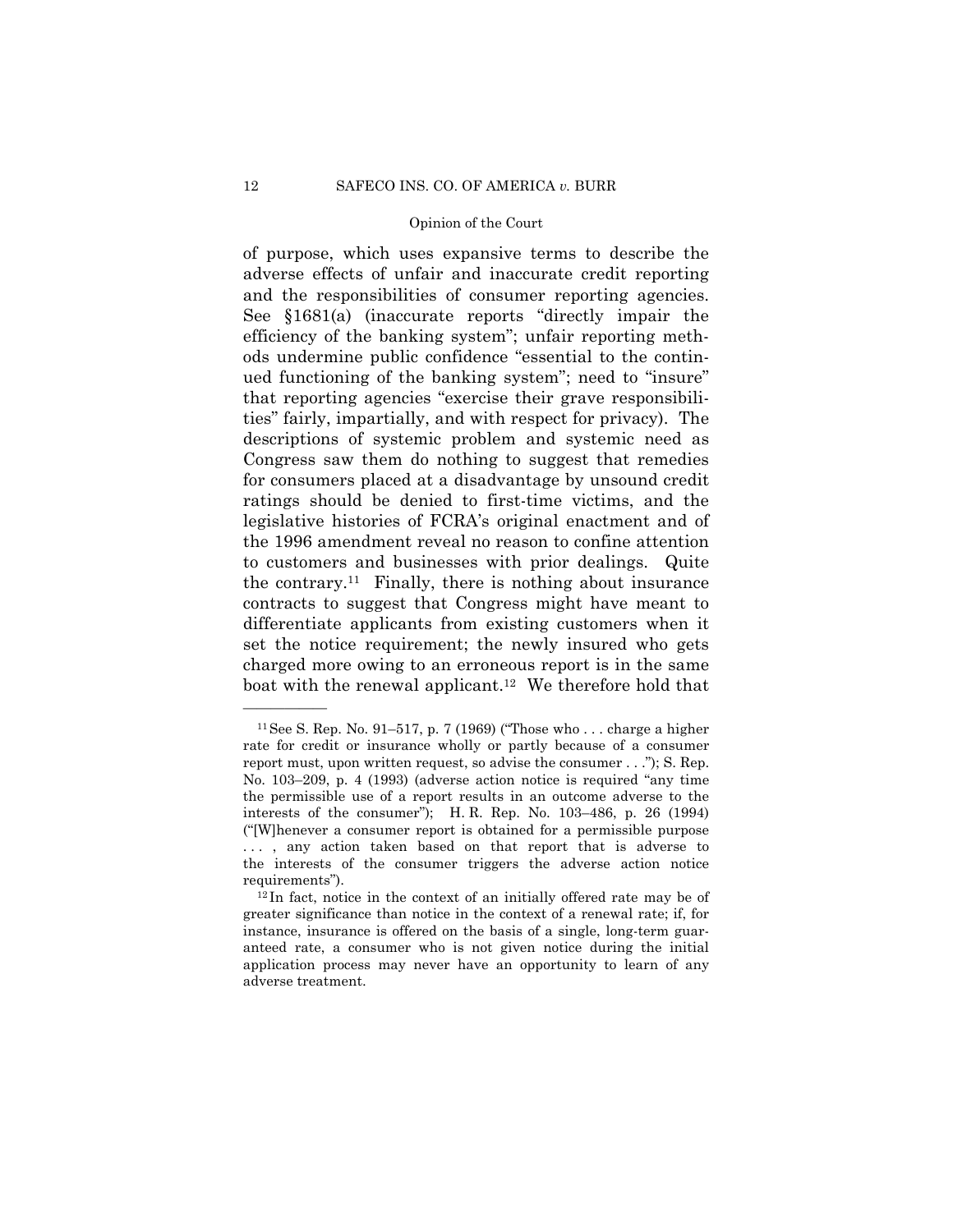of purpose, which uses expansive terms to describe the adverse effects of unfair and inaccurate credit reporting and the responsibilities of consumer reporting agencies. See §1681(a) (inaccurate reports "directly impair the efficiency of the banking system"; unfair reporting methods undermine public confidence "essential to the continued functioning of the banking system"; need to "insure" that reporting agencies "exercise their grave responsibilities" fairly, impartially, and with respect for privacy). The descriptions of systemic problem and systemic need as Congress saw them do nothing to suggest that remedies for consumers placed at a disadvantage by unsound credit ratings should be denied to first-time victims, and the legislative histories of FCRA's original enactment and of the 1996 amendment reveal no reason to confine attention to customers and businesses with prior dealings. Quite the contrary.[11] Finally, there is nothing about insurance contracts to suggest that Congress might have meant to differentiate applicants from existing customers when it set the notice requirement; the newly insured who gets charged more owing to an erroneous report is in the same boat with the renewal applicant.[12] We therefore hold that

---

[11] See S. Rep. No. 91–517, p. 7 (1969) ("Those who . . . charge a higher rate for credit or insurance wholly or partly because of a consumer report must, upon written request, so advise the consumer . . ."); S. Rep. No. 103–209, p. 4 (1993) (adverse action notice is required "any time the permissible use of a report results in an outcome adverse to the interests of the consumer"); H. R. Rep. No. 103–486, p. 26 (1994) ("[W]henever a consumer report is obtained for a permissible purpose . . . , any action taken based on that report that is adverse to the interests of the consumer triggers the adverse action notice requirements").

[12] In fact, notice in the context of an initially offered rate may be of greater significance than notice in the context of a renewal rate; if, for instance, insurance is offered on the basis of a single, long-term guaranteed rate, a consumer who is not given notice during the initial application process may never have an opportunity to learn of any adverse treatment.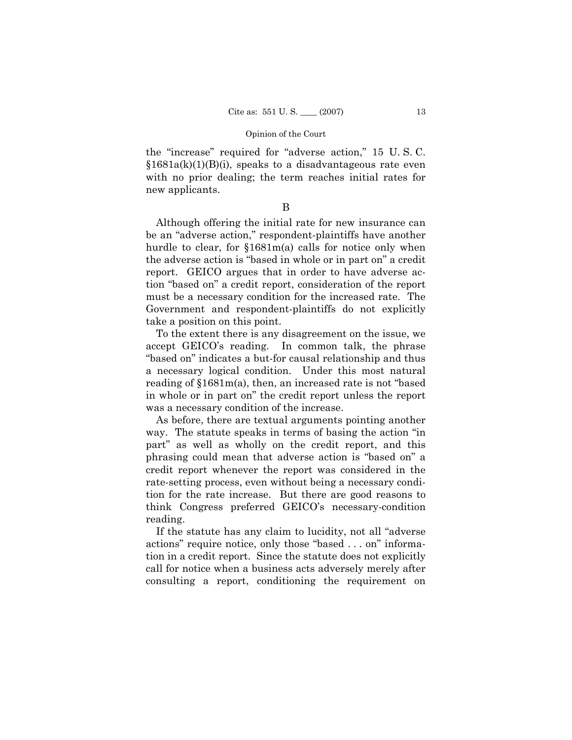the "increase" required for "adverse action," 15 U. S. C. §1681a(k)(1)(B)(i), speaks to a disadvantageous rate even with no prior dealing; the term reaches initial rates for new applicants.

B

Although offering the initial rate for new insurance can be an "adverse action," respondent-plaintiffs have another hurdle to clear, for §1681m(a) calls for notice only when the adverse action is "based in whole or in part on" a credit report. GEICO argues that in order to have adverse action "based on" a credit report, consideration of the report must be a necessary condition for the increased rate. The Government and respondent-plaintiffs do not explicitly take a position on this point.

To the extent there is any disagreement on the issue, we accept GEICO's reading. In common talk, the phrase "based on" indicates a but-for causal relationship and thus a necessary logical condition. Under this most natural reading of §1681m(a), then, an increased rate is not "based in whole or in part on" the credit report unless the report was a necessary condition of the increase.

As before, there are textual arguments pointing another way. The statute speaks in terms of basing the action "in part" as well as wholly on the credit report, and this phrasing could mean that adverse action is "based on" a credit report whenever the report was considered in the rate-setting process, even without being a necessary condition for the rate increase. But there are good reasons to think Congress preferred GEICO's necessary-condition reading.

If the statute has any claim to lucidity, not all "adverse actions" require notice, only those "based . . . on" information in a credit report. Since the statute does not explicitly call for notice when a business acts adversely merely after consulting a report, conditioning the requirement on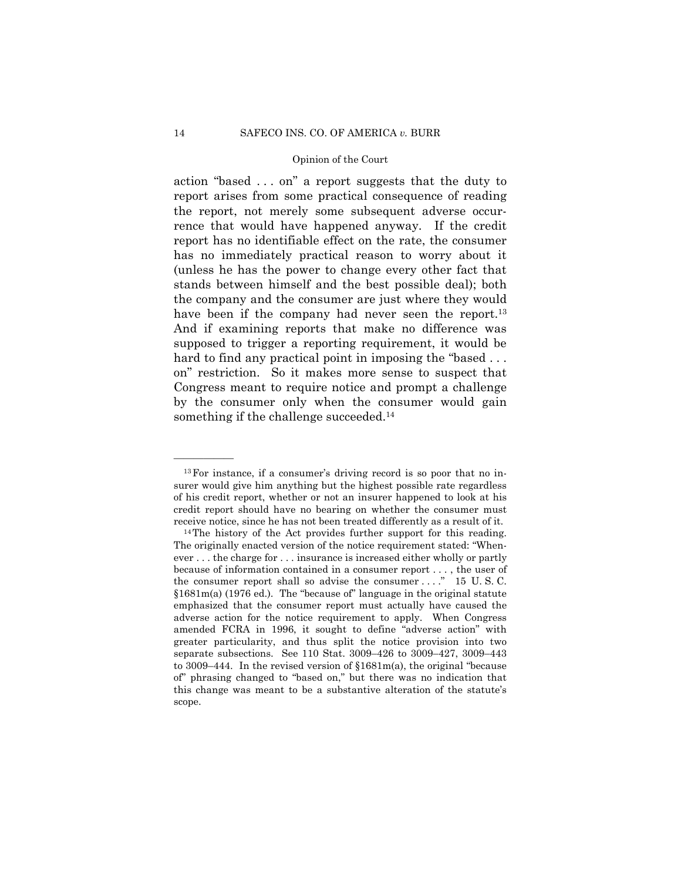action "based . . . on" a report suggests that the duty to report arises from some practical consequence of reading the report, not merely some subsequent adverse occurrence that would have happened anyway. If the credit report has no identifiable effect on the rate, the consumer has no immediately practical reason to worry about it (unless he has the power to change every other fact that stands between himself and the best possible deal); both the company and the consumer are just where they would have been if the company had never seen the report.[13] And if examining reports that make no difference was supposed to trigger a reporting requirement, it would be hard to find any practical point in imposing the "based . . . on" restriction. So it makes more sense to suspect that Congress meant to require notice and prompt a challenge by the consumer only when the consumer would gain something if the challenge succeeded.[14]

---

[13] For instance, if a consumer's driving record is so poor that no insurer would give him anything but the highest possible rate regardless of his credit report, whether or not an insurer happened to look at his credit report should have no bearing on whether the consumer must receive notice, since he has not been treated differently as a result of it.

[14] The history of the Act provides further support for this reading. The originally enacted version of the notice requirement stated: "Whenever . . . the charge for . . . insurance is increased either wholly or partly because of information contained in a consumer report . . . , the user of the consumer report shall so advise the consumer . . . ." 15 U. S. C. §1681m(a) (1976 ed.). The "because of" language in the original statute emphasized that the consumer report must actually have caused the adverse action for the notice requirement to apply. When Congress amended FCRA in 1996, it sought to define "adverse action" with greater particularity, and thus split the notice provision into two separate subsections. See 110 Stat. 3009–426 to 3009–427, 3009–443 to 3009–444. In the revised version of §1681m(a), the original "because of" phrasing changed to "based on," but there was no indication that this change was meant to be a substantive alteration of the statute's scope.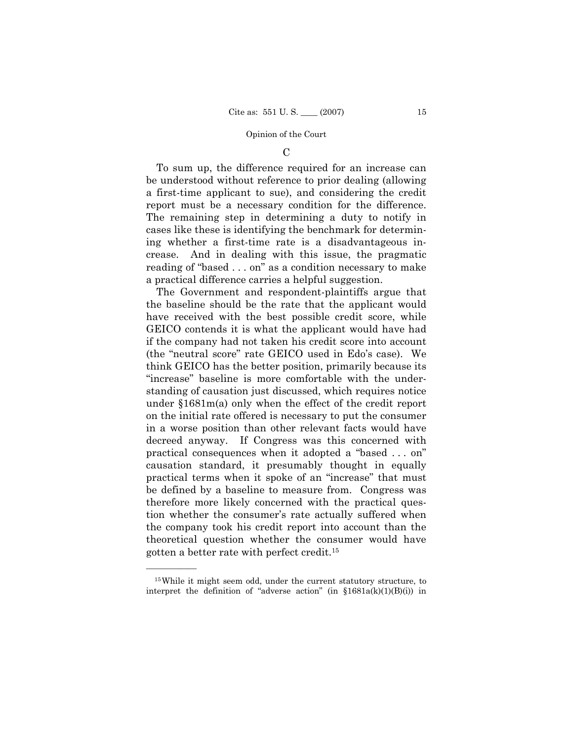### C

To sum up, the difference required for an increase can be understood without reference to prior dealing (allowing a first-time applicant to sue), and considering the credit report must be a necessary condition for the difference. The remaining step in determining a duty to notify in cases like these is identifying the benchmark for determining whether a first-time rate is a disadvantageous increase. And in dealing with this issue, the pragmatic reading of "based . . . on" as a condition necessary to make a practical difference carries a helpful suggestion.

The Government and respondent-plaintiffs argue that the baseline should be the rate that the applicant would have received with the best possible credit score, while GEICO contends it is what the applicant would have had if the company had not taken his credit score into account (the "neutral score" rate GEICO used in Edo's case). We think GEICO has the better position, primarily because its "increase" baseline is more comfortable with the understanding of causation just discussed, which requires notice under §1681m(a) only when the effect of the credit report on the initial rate offered is necessary to put the consumer in a worse position than other relevant facts would have decreed anyway. If Congress was this concerned with practical consequences when it adopted a "based . . . on" causation standard, it presumably thought in equally practical terms when it spoke of an "increase" that must be defined by a baseline to measure from. Congress was therefore more likely concerned with the practical question whether the consumer's rate actually suffered when the company took his credit report into account than the theoretical question whether the consumer would have gotten a better rate with perfect credit.[15]

---

[15] While it might seem odd, under the current statutory structure, to interpret the definition of "adverse action" (in §1681a(k)(1)(B)(i)) in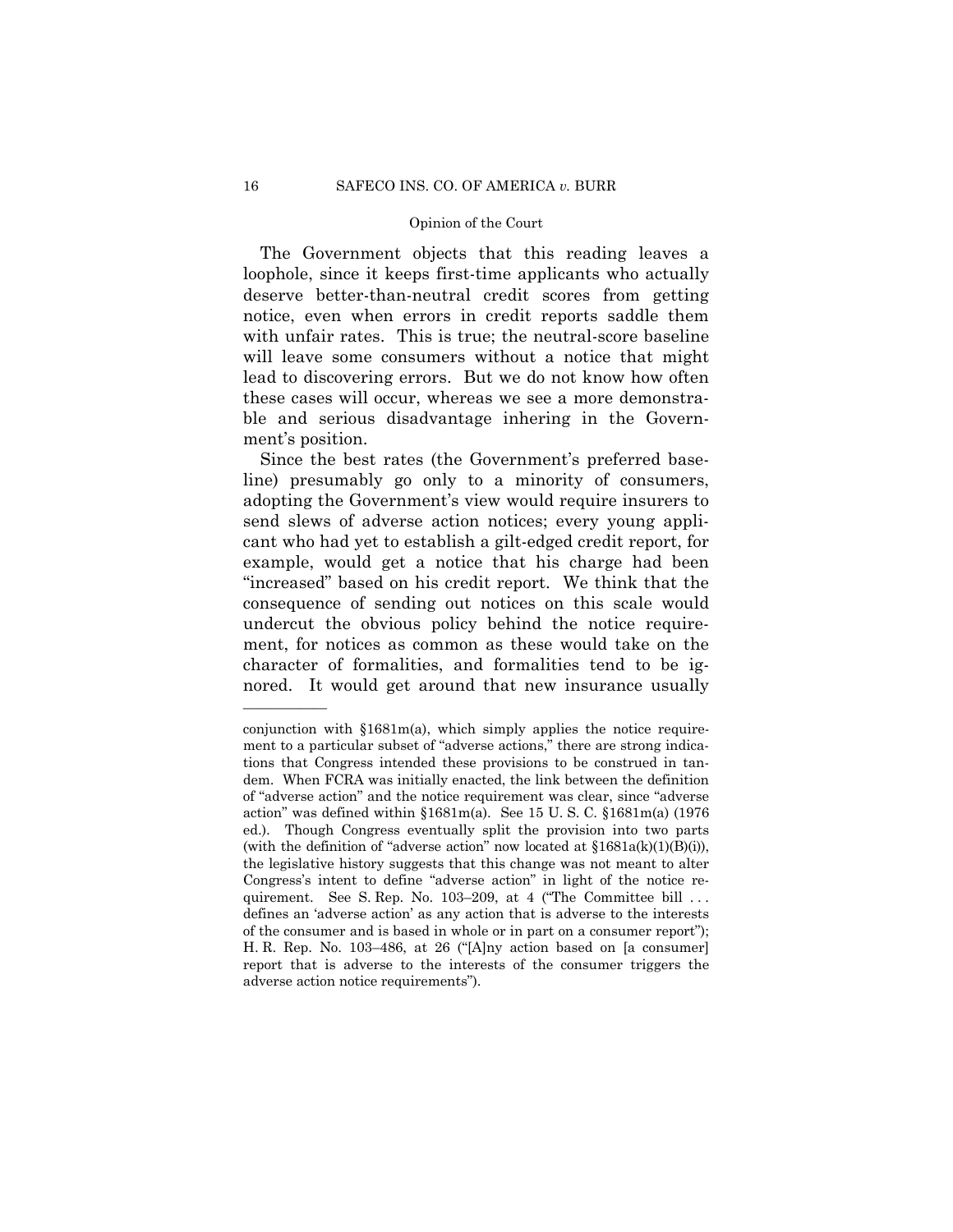The Government objects that this reading leaves a loophole, since it keeps first-time applicants who actually deserve better-than-neutral credit scores from getting notice, even when errors in credit reports saddle them with unfair rates. This is true; the neutral-score baseline will leave some consumers without a notice that might lead to discovering errors. But we do not know how often these cases will occur, whereas we see a more demonstrable and serious disadvantage inhering in the Government's position.

Since the best rates (the Government's preferred baseline) presumably go only to a minority of consumers, adopting the Government's view would require insurers to send slews of adverse action notices; every young applicant who had yet to establish a gilt-edged credit report, for example, would get a notice that his charge had been "increased" based on his credit report. We think that the consequence of sending out notices on this scale would undercut the obvious policy behind the notice requirement, for notices as common as these would take on the character of formalities, and formalities tend to be ignored. It would get around that new insurance usually

---

conjunction with §1681m(a), which simply applies the notice requirement to a particular subset of "adverse actions," there are strong indications that Congress intended these provisions to be construed in tandem. When FCRA was initially enacted, the link between the definition of "adverse action" and the notice requirement was clear, since "adverse action" was defined within §1681m(a). See 15 U. S. C. §1681m(a) (1976 ed.). Though Congress eventually split the provision into two parts (with the definition of "adverse action" now located at §1681a(k)(1)(B)(i)), the legislative history suggests that this change was not meant to alter Congress's intent to define "adverse action" in light of the notice requirement. See S. Rep. No. 103–209, at 4 ("The Committee bill . . . defines an 'adverse action' as any action that is adverse to the interests of the consumer and is based in whole or in part on a consumer report"); H. R. Rep. No. 103–486, at 26 ("[A]ny action based on [a consumer] report that is adverse to the interests of the consumer triggers the adverse action notice requirements").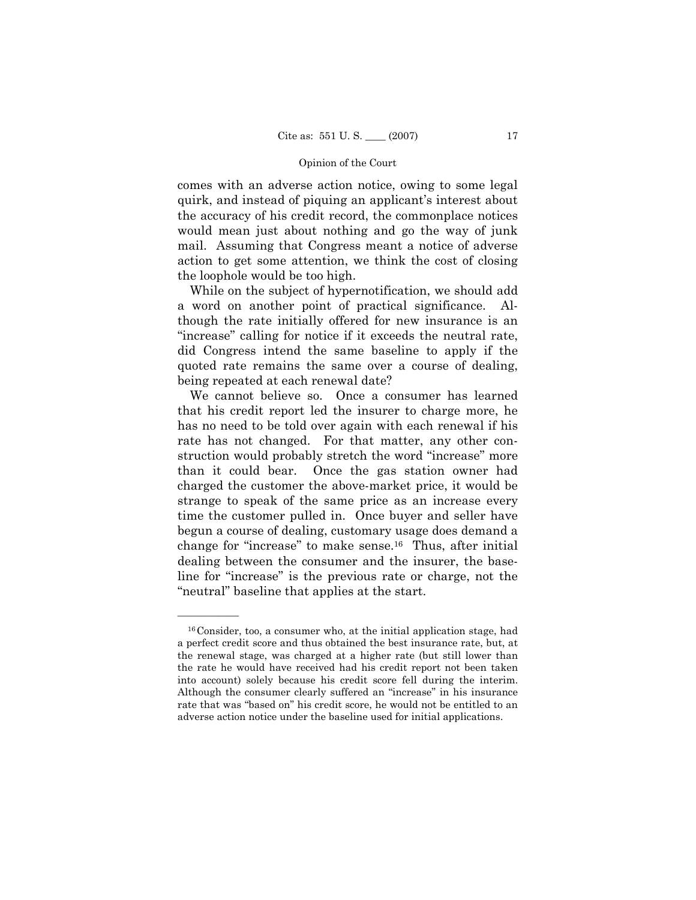comes with an adverse action notice, owing to some legal quirk, and instead of piquing an applicant's interest about the accuracy of his credit record, the commonplace notices would mean just about nothing and go the way of junk mail. Assuming that Congress meant a notice of adverse action to get some attention, we think the cost of closing the loophole would be too high.

While on the subject of hypernotification, we should add a word on another point of practical significance. Although the rate initially offered for new insurance is an "increase" calling for notice if it exceeds the neutral rate, did Congress intend the same baseline to apply if the quoted rate remains the same over a course of dealing, being repeated at each renewal date?

We cannot believe so. Once a consumer has learned that his credit report led the insurer to charge more, he has no need to be told over again with each renewal if his rate has not changed. For that matter, any other construction would probably stretch the word "increase" more than it could bear. Once the gas station owner had charged the customer the above-market price, it would be strange to speak of the same price as an increase every time the customer pulled in. Once buyer and seller have begun a course of dealing, customary usage does demand a change for "increase" to make sense.[16] Thus, after initial dealing between the consumer and the insurer, the baseline for "increase" is the previous rate or charge, not the "neutral" baseline that applies at the start.

---

[16] Consider, too, a consumer who, at the initial application stage, had a perfect credit score and thus obtained the best insurance rate, but, at the renewal stage, was charged at a higher rate (but still lower than the rate he would have received had his credit report not been taken into account) solely because his credit score fell during the interim. Although the consumer clearly suffered an "increase" in his insurance rate that was "based on" his credit score, he would not be entitled to an adverse action notice under the baseline used for initial applications.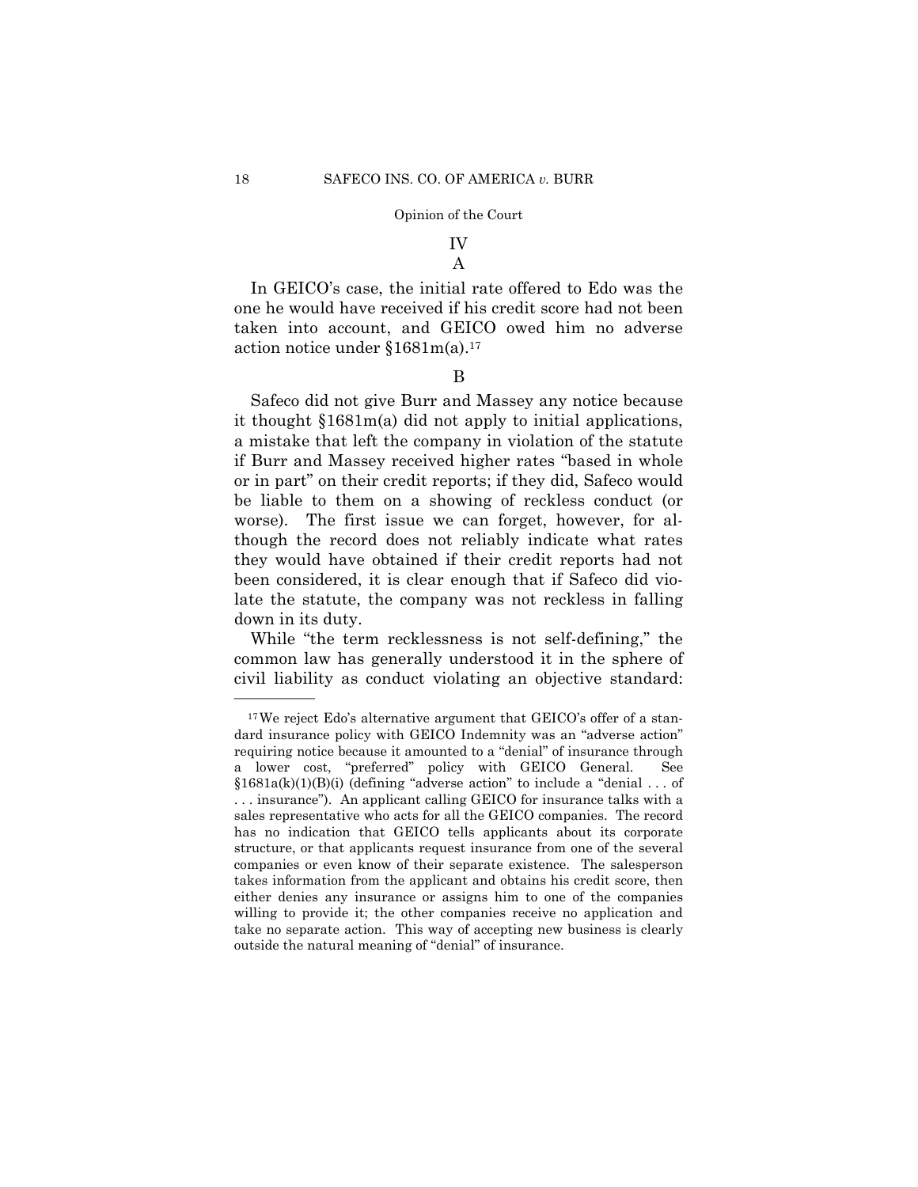Opinion of the Court

## IV

### A

In GEICO's case, the initial rate offered to Edo was the one he would have received if his credit score had not been taken into account, and GEICO owed him no adverse action notice under §1681m(a).[17]

### B

Safeco did not give Burr and Massey any notice because it thought §1681m(a) did not apply to initial applications, a mistake that left the company in violation of the statute if Burr and Massey received higher rates "based in whole or in part" on their credit reports; if they did, Safeco would be liable to them on a showing of reckless conduct (or worse). The first issue we can forget, however, for although the record does not reliably indicate what rates they would have obtained if their credit reports had not been considered, it is clear enough that if Safeco did violate the statute, the company was not reckless in falling down in its duty.

While "the term recklessness is not self-defining," the common law has generally understood it in the sphere of civil liability as conduct violating an objective standard:

---

[17] We reject Edo's alternative argument that GEICO's offer of a standard insurance policy with GEICO Indemnity was an "adverse action" requiring notice because it amounted to a "denial" of insurance through a lower cost, "preferred" policy with GEICO General. See §1681a(k)(1)(B)(i) (defining "adverse action" to include a "denial . . . of . . . insurance"). An applicant calling GEICO for insurance talks with a sales representative who acts for all the GEICO companies. The record has no indication that GEICO tells applicants about its corporate structure, or that applicants request insurance from one of the several companies or even know of their separate existence. The salesperson takes information from the applicant and obtains his credit score, then either denies any insurance or assigns him to one of the companies willing to provide it; the other companies receive no application and take no separate action. This way of accepting new business is clearly outside the natural meaning of "denial" of insurance.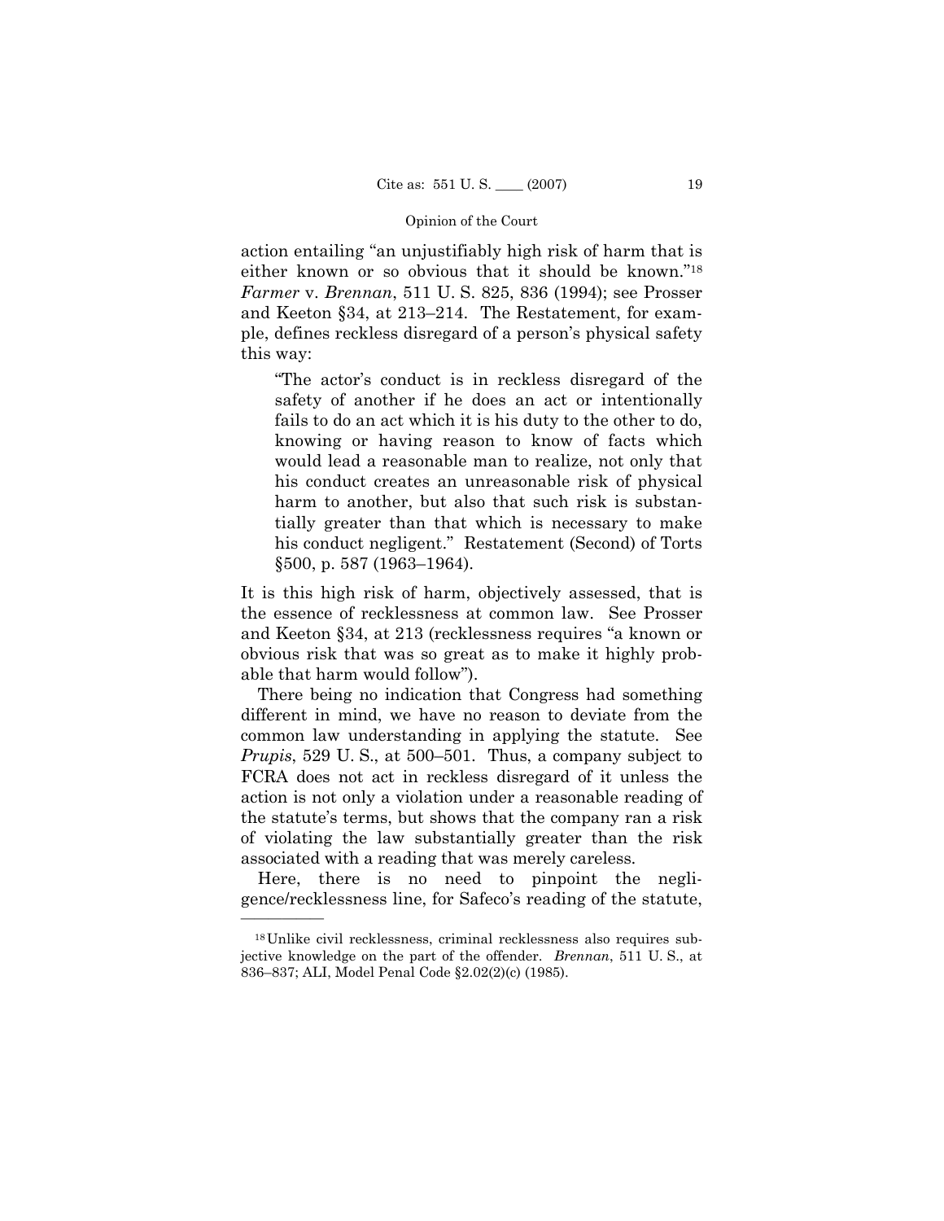action entailing "an unjustifiably high risk of harm that is either known or so obvious that it should be known."[18] *Farmer* v. *Brennan*, 511 U. S. 825, 836 (1994); see Prosser and Keeton §34, at 213–214. The Restatement, for example, defines reckless disregard of a person's physical safety this way:

> "The actor's conduct is in reckless disregard of the safety of another if he does an act or intentionally fails to do an act which it is his duty to the other to do, knowing or having reason to know of facts which would lead a reasonable man to realize, not only that his conduct creates an unreasonable risk of physical harm to another, but also that such risk is substantially greater than that which is necessary to make his conduct negligent." Restatement (Second) of Torts §500, p. 587 (1963–1964).

It is this high risk of harm, objectively assessed, that is the essence of recklessness at common law. See Prosser and Keeton §34, at 213 (recklessness requires "a known or obvious risk that was so great as to make it highly probable that harm would follow").

There being no indication that Congress had something different in mind, we have no reason to deviate from the common law understanding in applying the statute. See *Prupis*, 529 U. S., at 500–501. Thus, a company subject to FCRA does not act in reckless disregard of it unless the action is not only a violation under a reasonable reading of the statute's terms, but shows that the company ran a risk of violating the law substantially greater than the risk associated with a reading that was merely careless.

Here, there is no need to pinpoint the negligence/recklessness line, for Safeco's reading of the statute,

---

[18] Unlike civil recklessness, criminal recklessness also requires subjective knowledge on the part of the offender. *Brennan*, 511 U. S., at 836–837; ALI, Model Penal Code §2.02(2)(c) (1985).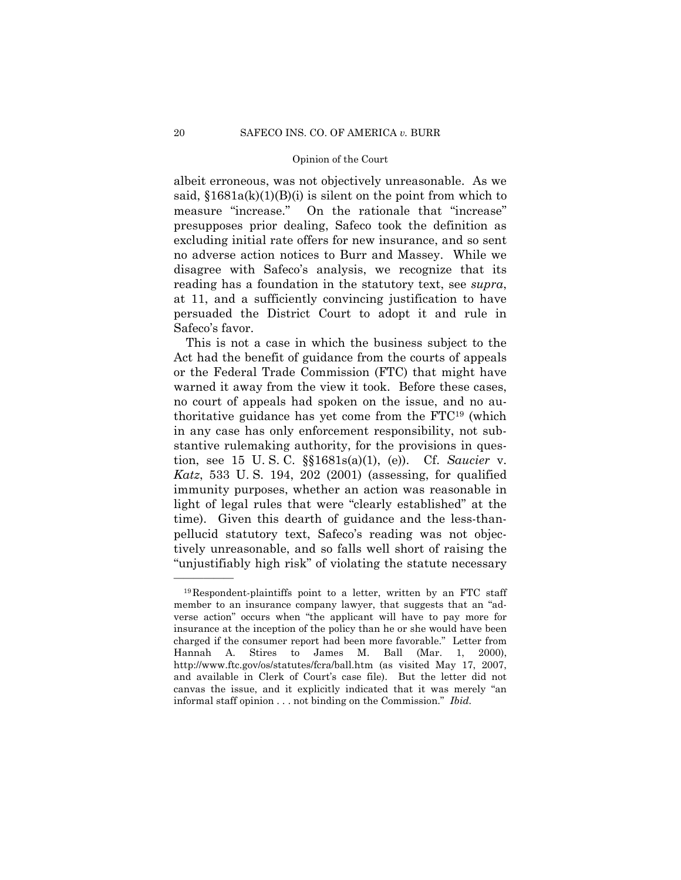albeit erroneous, was not objectively unreasonable. As we said, §1681a(k)(1)(B)(i) is silent on the point from which to measure "increase." On the rationale that "increase" presupposes prior dealing, Safeco took the definition as excluding initial rate offers for new insurance, and so sent no adverse action notices to Burr and Massey. While we disagree with Safeco's analysis, we recognize that its reading has a foundation in the statutory text, see *supra*, at 11, and a sufficiently convincing justification to have persuaded the District Court to adopt it and rule in Safeco's favor.

This is not a case in which the business subject to the Act had the benefit of guidance from the courts of appeals or the Federal Trade Commission (FTC) that might have warned it away from the view it took. Before these cases, no court of appeals had spoken on the issue, and no authoritative guidance has yet come from the FTC[19] (which in any case has only enforcement responsibility, not substantive rulemaking authority, for the provisions in question, see 15 U. S. C. §§1681s(a)(1), (e)). Cf. *Saucier* v. *Katz*, 533 U. S. 194, 202 (2001) (assessing, for qualified immunity purposes, whether an action was reasonable in light of legal rules that were "clearly established" at the time). Given this dearth of guidance and the less-than-pellucid statutory text, Safeco's reading was not objectively unreasonable, and so falls well short of raising the "unjustifiably high risk" of violating the statute necessary

---

[19] Respondent-plaintiffs point to a letter, written by an FTC staff member to an insurance company lawyer, that suggests that an "adverse action" occurs when "the applicant will have to pay more for insurance at the inception of the policy than he or she would have been charged if the consumer report had been more favorable." Letter from Hannah A. Stires to James M. Ball (Mar. 1, 2000), http://www.ftc.gov/os/statutes/fcra/ball.htm (as visited May 17, 2007, and available in Clerk of Court's case file). But the letter did not canvas the issue, and it explicitly indicated that it was merely "an informal staff opinion . . . not binding on the Commission." *Ibid.*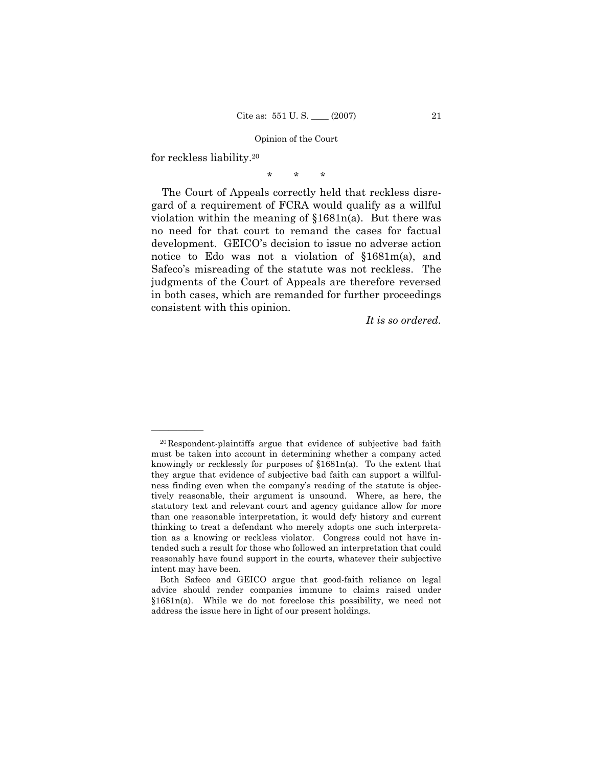for reckless liability.[20]

\* \* \*

The Court of Appeals correctly held that reckless disregard of a requirement of FCRA would qualify as a willful violation within the meaning of §1681n(a). But there was no need for that court to remand the cases for factual development. GEICO's decision to issue no adverse action notice to Edo was not a violation of §1681m(a), and Safeco's misreading of the statute was not reckless. The judgments of the Court of Appeals are therefore reversed in both cases, which are remanded for further proceedings consistent with this opinion.

*It is so ordered.*

---

[20] Respondent-plaintiffs argue that evidence of subjective bad faith must be taken into account in determining whether a company acted knowingly or recklessly for purposes of §1681n(a). To the extent that they argue that evidence of subjective bad faith can support a willfulness finding even when the company's reading of the statute is objectively reasonable, their argument is unsound. Where, as here, the statutory text and relevant court and agency guidance allow for more than one reasonable interpretation, it would defy history and current thinking to treat a defendant who merely adopts one such interpretation as a knowing or reckless violator. Congress could not have intended such a result for those who followed an interpretation that could reasonably have found support in the courts, whatever their subjective intent may have been.

Both Safeco and GEICO argue that good-faith reliance on legal advice should render companies immune to claims raised under §1681n(a). While we do not foreclose this possibility, we need not address the issue here in light of our present holdings.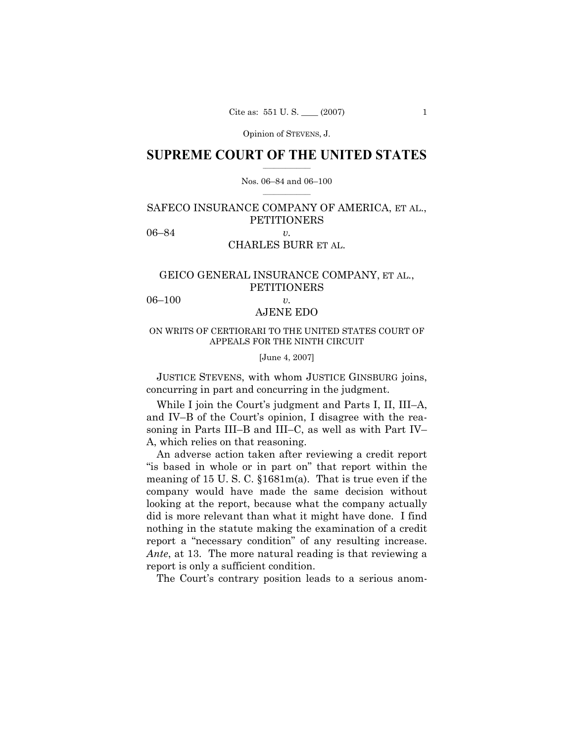Opinion of STEVENS, J.

# SUPREME COURT OF THE UNITED STATES

Nos. 06–84 and 06–100

SAFECO INSURANCE COMPANY OF AMERICA, ET AL., PETITIONERS

06–84 *v.*

CHARLES BURR ET AL.

GEICO GENERAL INSURANCE COMPANY, ET AL., PETITIONERS

06–100 *v.*

AJENE EDO

ON WRITS OF CERTIORARI TO THE UNITED STATES COURT OF APPEALS FOR THE NINTH CIRCUIT

[June 4, 2007]

JUSTICE STEVENS, with whom JUSTICE GINSBURG joins, concurring in part and concurring in the judgment.

While I join the Court's judgment and Parts I, II, III–A, and IV–B of the Court's opinion, I disagree with the reasoning in Parts III–B and III–C, as well as with Part IV–A, which relies on that reasoning.

An adverse action taken after reviewing a credit report "is based in whole or in part on" that report within the meaning of 15 U. S. C. §1681m(a). That is true even if the company would have made the same decision without looking at the report, because what the company actually did is more relevant than what it might have done. I find nothing in the statute making the examination of a credit report a "necessary condition" of any resulting increase. *Ante*, at 13. The more natural reading is that reviewing a report is only a sufficient condition.

The Court's contrary position leads to a serious anom-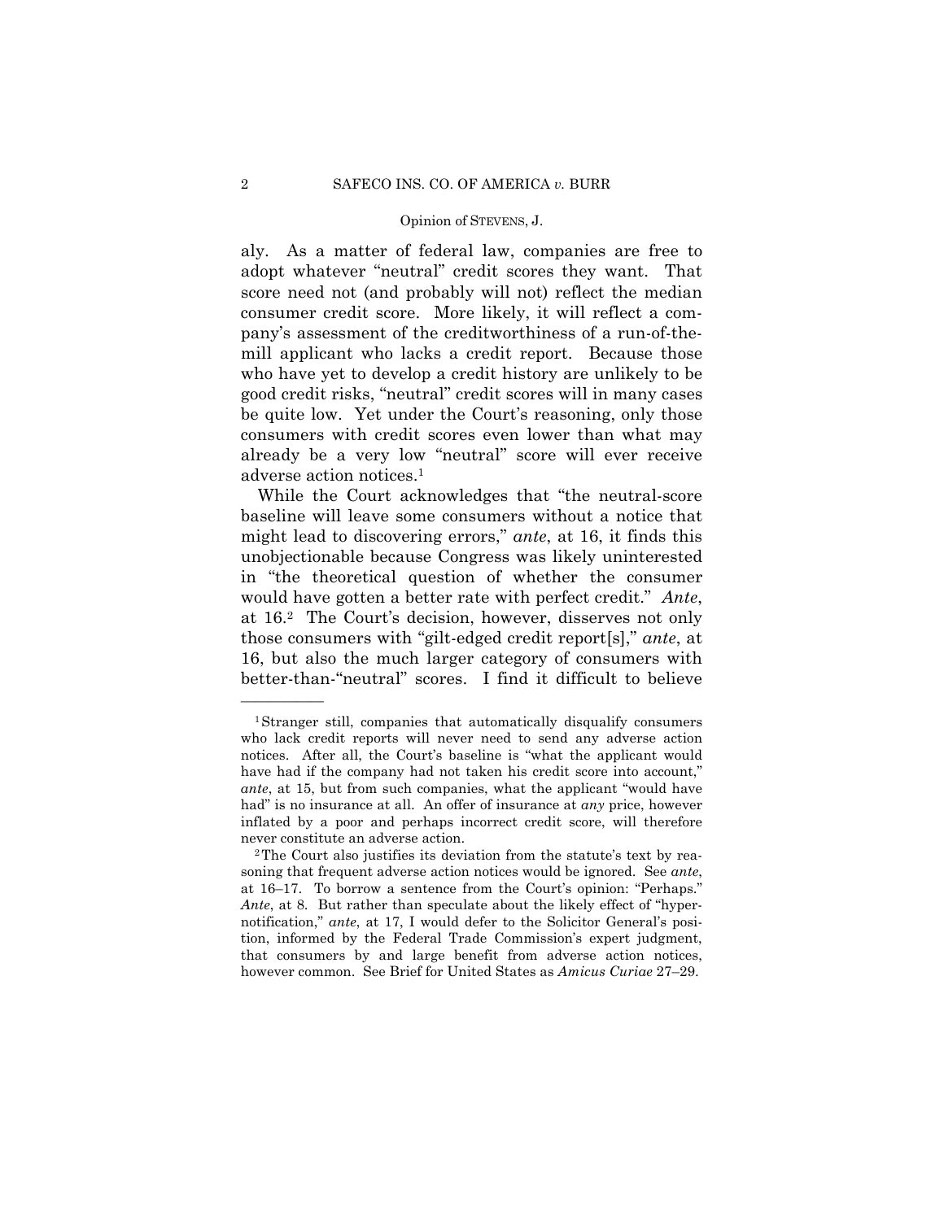aly. As a matter of federal law, companies are free to adopt whatever "neutral" credit scores they want. That score need not (and probably will not) reflect the median consumer credit score. More likely, it will reflect a company's assessment of the creditworthiness of a run-of-the-mill applicant who lacks a credit report. Because those who have yet to develop a credit history are unlikely to be good credit risks, "neutral" credit scores will in many cases be quite low. Yet under the Court's reasoning, only those consumers with credit scores even lower than what may already be a very low "neutral" score will ever receive adverse action notices.[1]

While the Court acknowledges that "the neutral-score baseline will leave some consumers without a notice that might lead to discovering errors," *ante*, at 16, it finds this unobjectionable because Congress was likely uninterested in "the theoretical question of whether the consumer would have gotten a better rate with perfect credit." *Ante*, at 16.[2] The Court's decision, however, disserves not only those consumers with "gilt-edged credit report[s]," *ante*, at 16, but also the much larger category of consumers with better-than-"neutral" scores. I find it difficult to believe

---

[1] Stranger still, companies that automatically disqualify consumers who lack credit reports will never need to send any adverse action notices. After all, the Court's baseline is "what the applicant would have had if the company had not taken his credit score into account," *ante*, at 15, but from such companies, what the applicant "would have had" is no insurance at all. An offer of insurance at *any* price, however inflated by a poor and perhaps incorrect credit score, will therefore never constitute an adverse action.

[2] The Court also justifies its deviation from the statute's text by reasoning that frequent adverse action notices would be ignored. See *ante*, at 16–17. To borrow a sentence from the Court's opinion: "Perhaps." *Ante*, at 8. But rather than speculate about the likely effect of "hyper-notification," *ante*, at 17, I would defer to the Solicitor General's position, informed by the Federal Trade Commission's expert judgment, that consumers by and large benefit from adverse action notices, however common. See Brief for United States as *Amicus Curiae* 27–29.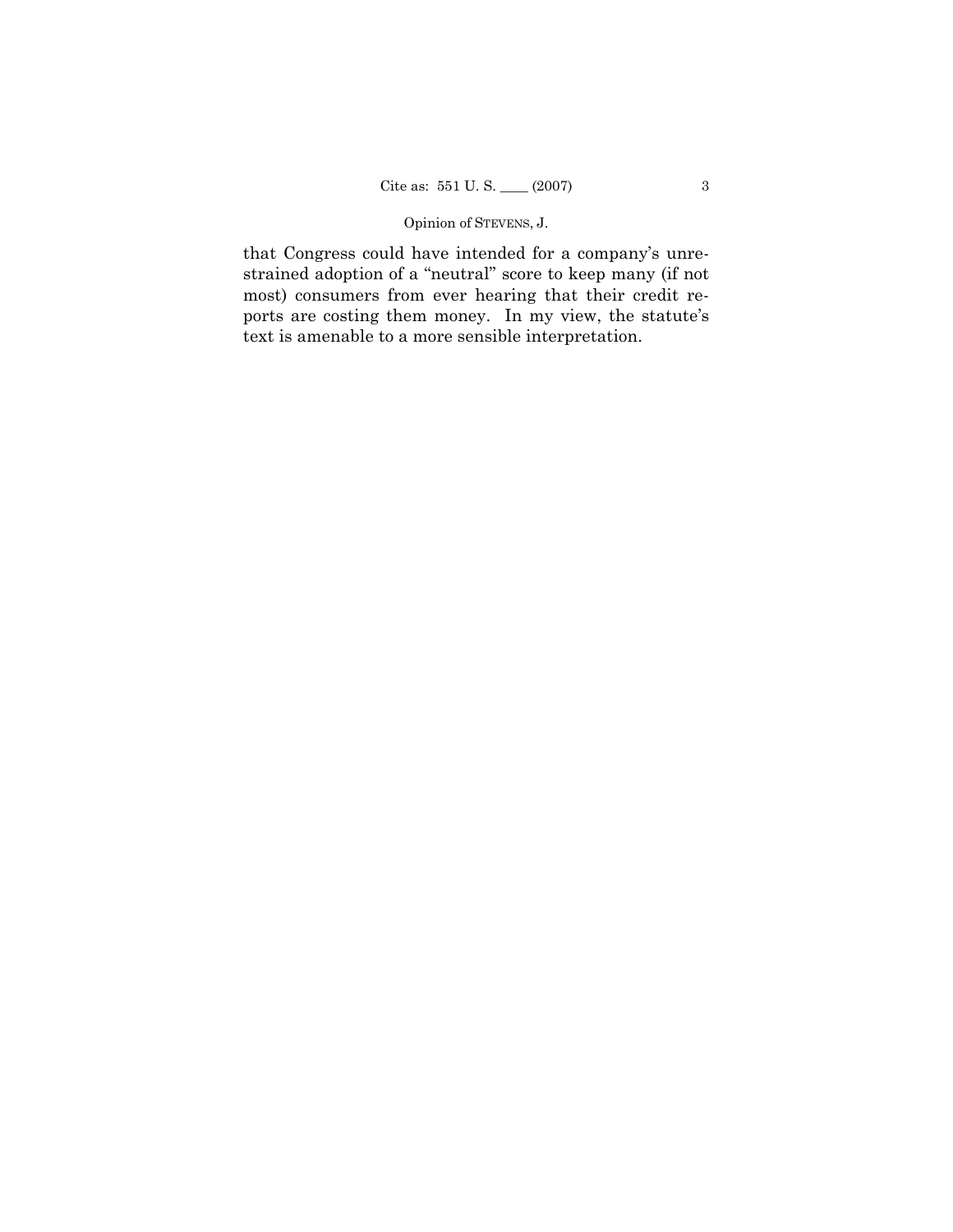that Congress could have intended for a company's unrestrained adoption of a "neutral" score to keep many (if not most) consumers from ever hearing that their credit reports are costing them money. In my view, the statute's text is amenable to a more sensible interpretation.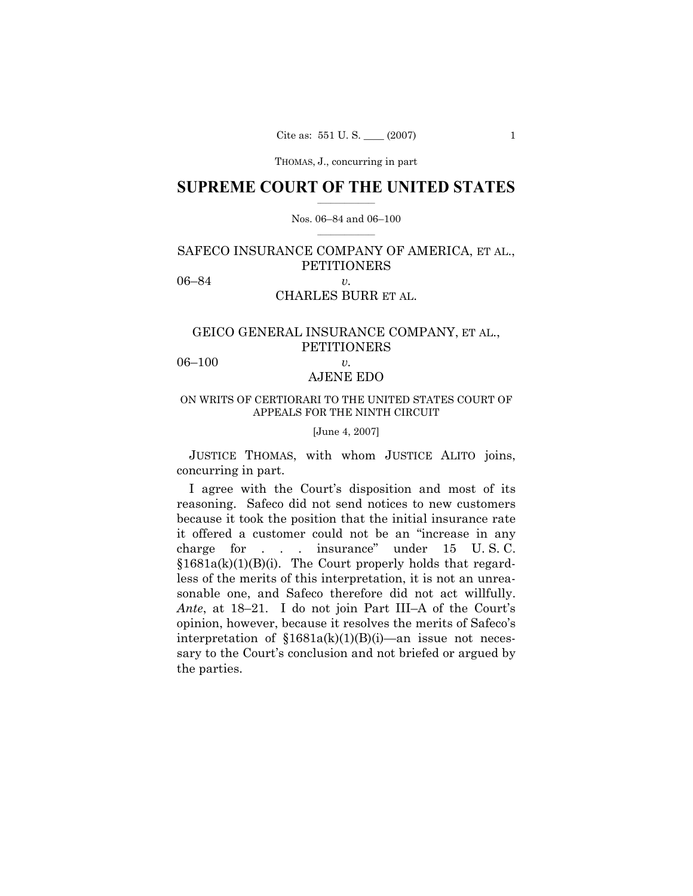THOMAS, J., concurring in part

# SUPREME COURT OF THE UNITED STATES

Nos. 06–84 and 06–100

SAFECO INSURANCE COMPANY OF AMERICA, ET AL., PETITIONERS

06–84 *v.*

CHARLES BURR ET AL.

GEICO GENERAL INSURANCE COMPANY, ET AL., PETITIONERS

06–100 *v.*

AJENE EDO

ON WRITS OF CERTIORARI TO THE UNITED STATES COURT OF APPEALS FOR THE NINTH CIRCUIT

[June 4, 2007]

JUSTICE THOMAS, with whom JUSTICE ALITO joins, concurring in part.

I agree with the Court's disposition and most of its reasoning. Safeco did not send notices to new customers because it took the position that the initial insurance rate it offered a customer could not be an "increase in any charge for . . . insurance" under 15 U. S. C. §1681a(k)(1)(B)(i). The Court properly holds that regardless of the merits of this interpretation, it is not an unreasonable one, and Safeco therefore did not act willfully. *Ante*, at 18–21. I do not join Part III–A of the Court's opinion, however, because it resolves the merits of Safeco's interpretation of §1681a(k)(1)(B)(i)—an issue not necessary to the Court's conclusion and not briefed or argued by the parties.